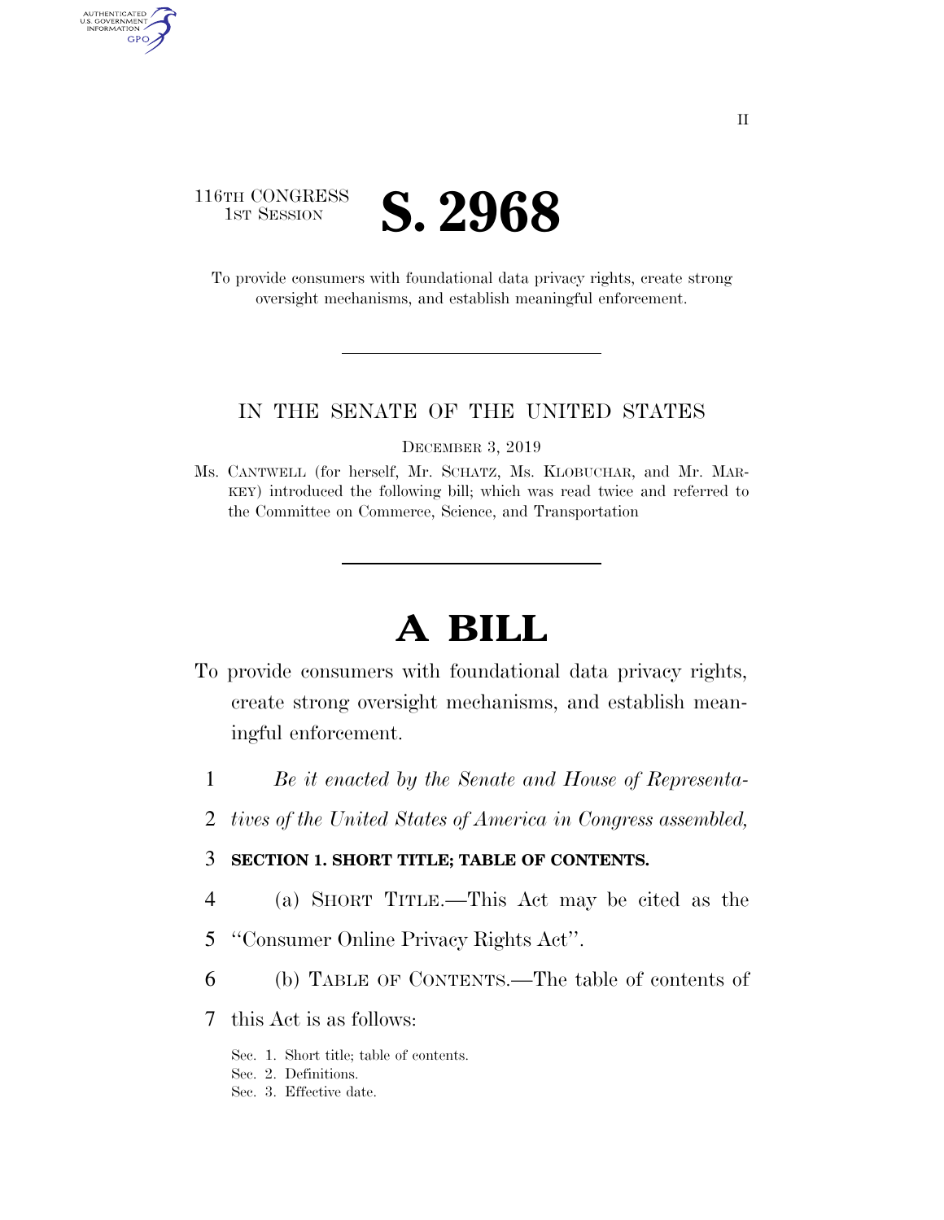116TH CONGRESS
1ST SESSION

# S. 2968

To provide consumers with foundational data privacy rights, create strong oversight mechanisms, and establish meaningful enforcement.

---

IN THE SENATE OF THE UNITED STATES

DECEMBER 3, 2019

Ms. CANTWELL (for herself, Mr. SCHATZ, Ms. KLOBUCHAR, and Mr. MARKEY) introduced the following bill; which was read twice and referred to the Committee on Commerce, Science, and Transportation

---

# A BILL

To provide consumers with foundational data privacy rights, create strong oversight mechanisms, and establish meaningful enforcement.

1 *Be it enacted by the Senate and House of Representa-*
2 *tives of the United States of America in Congress assembled,*

3 **SECTION 1. SHORT TITLE; TABLE OF CONTENTS.**

4 (a) SHORT TITLE.—This Act may be cited as the
5 "Consumer Online Privacy Rights Act".

6 (b) TABLE OF CONTENTS.—The table of contents of
7 this Act is as follows:

Sec. 1. Short title; table of contents.
Sec. 2. Definitions.
Sec. 3. Effective date.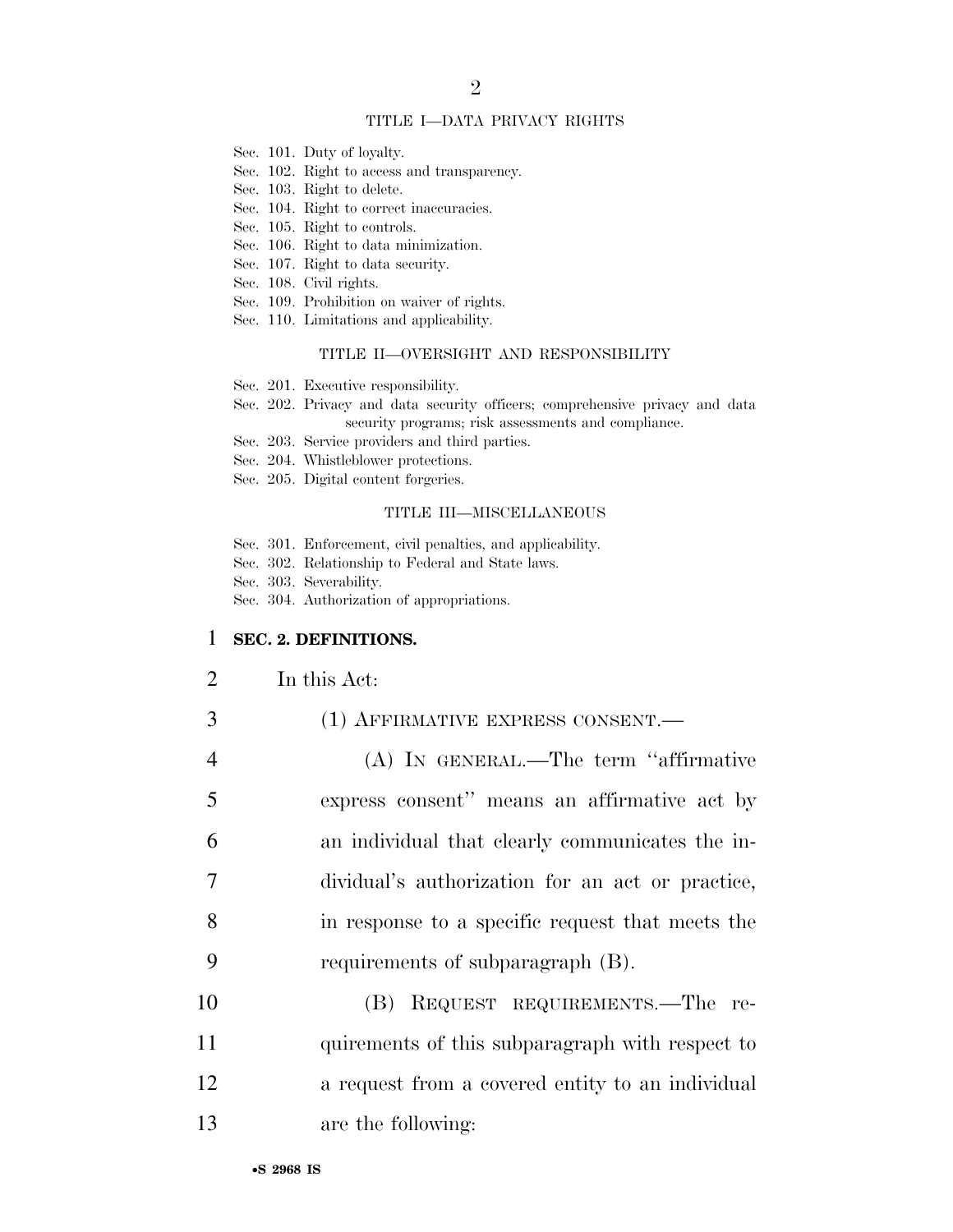TITLE I—DATA PRIVACY RIGHTS

Sec. 101. Duty of loyalty.
Sec. 102. Right to access and transparency.
Sec. 103. Right to delete.
Sec. 104. Right to correct inaccuracies.
Sec. 105. Right to controls.
Sec. 106. Right to data minimization.
Sec. 107. Right to data security.
Sec. 108. Civil rights.
Sec. 109. Prohibition on waiver of rights.
Sec. 110. Limitations and applicability.

TITLE II—OVERSIGHT AND RESPONSIBILITY

Sec. 201. Executive responsibility.
Sec. 202. Privacy and data security officers; comprehensive privacy and data security programs; risk assessments and compliance.
Sec. 203. Service providers and third parties.
Sec. 204. Whistleblower protections.
Sec. 205. Digital content forgeries.

TITLE III—MISCELLANEOUS

Sec. 301. Enforcement, civil penalties, and applicability.
Sec. 302. Relationship to Federal and State laws.
Sec. 303. Severability.
Sec. 304. Authorization of appropriations.

**SEC. 2. DEFINITIONS.**

In this Act:

(1) AFFIRMATIVE EXPRESS CONSENT.—

(A) IN GENERAL.—The term ''affirmative express consent'' means an affirmative act by an individual that clearly communicates the individual's authorization for an act or practice, in response to a specific request that meets the requirements of subparagraph (B).

(B) REQUEST REQUIREMENTS.—The requirements of this subparagraph with respect to a request from a covered entity to an individual are the following: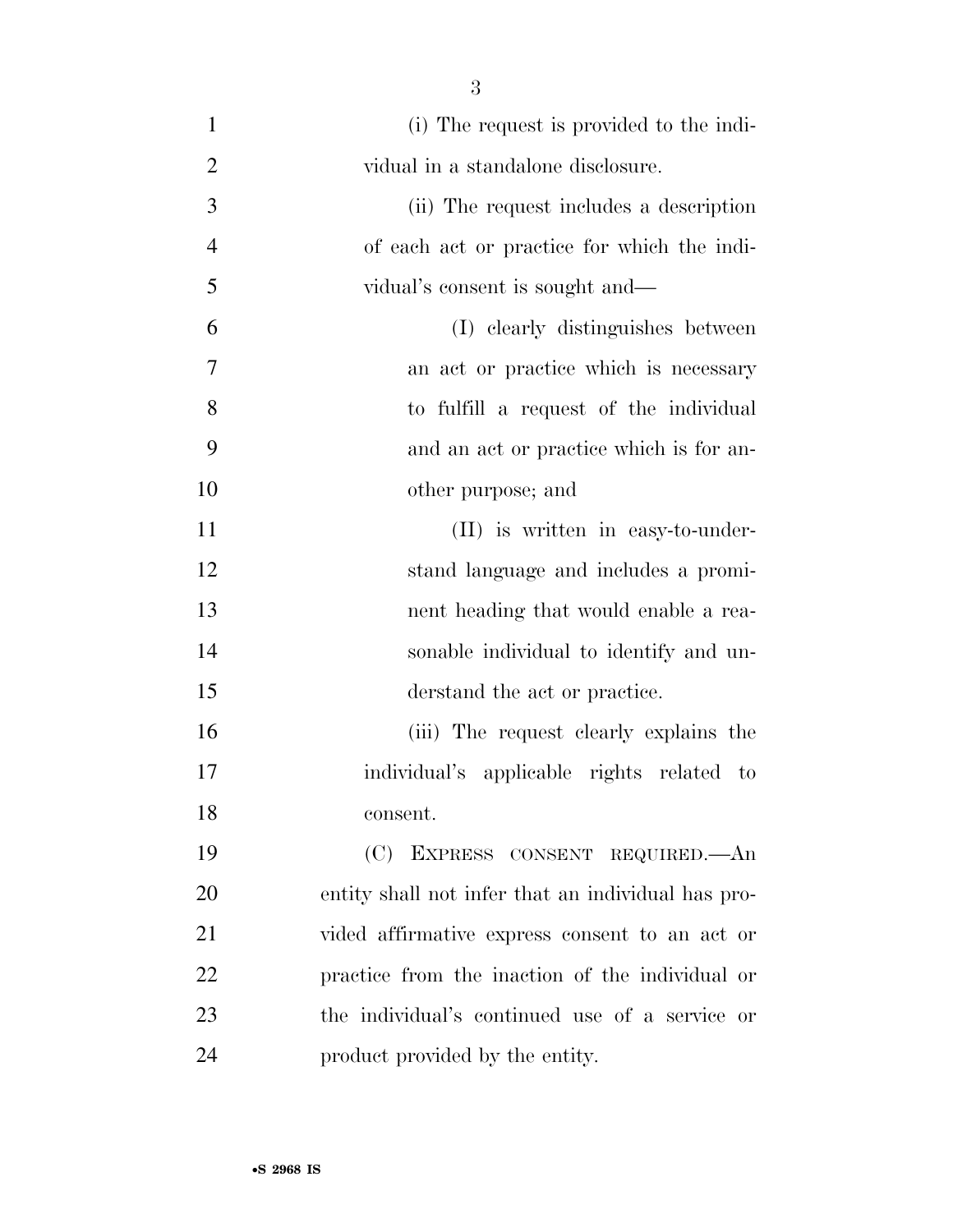(i) The request is provided to the individual in a standalone disclosure.

(ii) The request includes a description of each act or practice for which the individual's consent is sought and—

(I) clearly distinguishes between an act or practice which is necessary to fulfill a request of the individual and an act or practice which is for another purpose; and

(II) is written in easy-to-understand language and includes a prominent heading that would enable a reasonable individual to identify and understand the act or practice.

(iii) The request clearly explains the individual's applicable rights related to consent.

(C) EXPRESS CONSENT REQUIRED.—An entity shall not infer that an individual has provided affirmative express consent to an act or practice from the inaction of the individual or the individual's continued use of a service or product provided by the entity.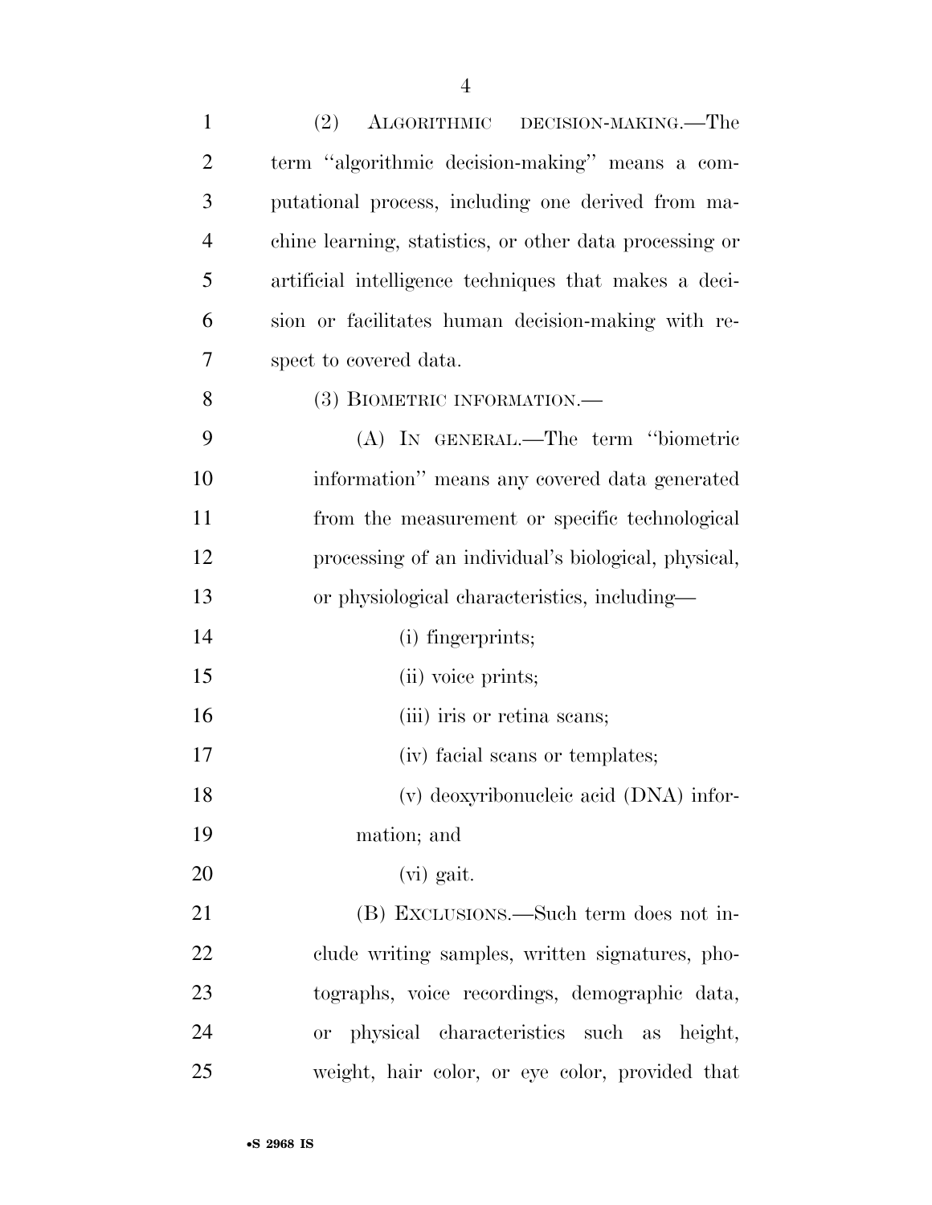(2) ALGORITHMIC DECISION-MAKING.—The term ‘‘algorithmic decision-making’’ means a computational process, including one derived from machine learning, statistics, or other data processing or artificial intelligence techniques that makes a decision or facilitates human decision-making with respect to covered data.

(3) BIOMETRIC INFORMATION.—

(A) IN GENERAL.—The term ‘‘biometric information’’ means any covered data generated from the measurement or specific technological processing of an individual's biological, physical, or physiological characteristics, including—

(i) fingerprints;

(ii) voice prints;

(iii) iris or retina scans;

(iv) facial scans or templates;

(v) deoxyribonucleic acid (DNA) information; and

(vi) gait.

(B) EXCLUSIONS.—Such term does not include writing samples, written signatures, photographs, voice recordings, demographic data, or physical characteristics such as height, weight, hair color, or eye color, provided that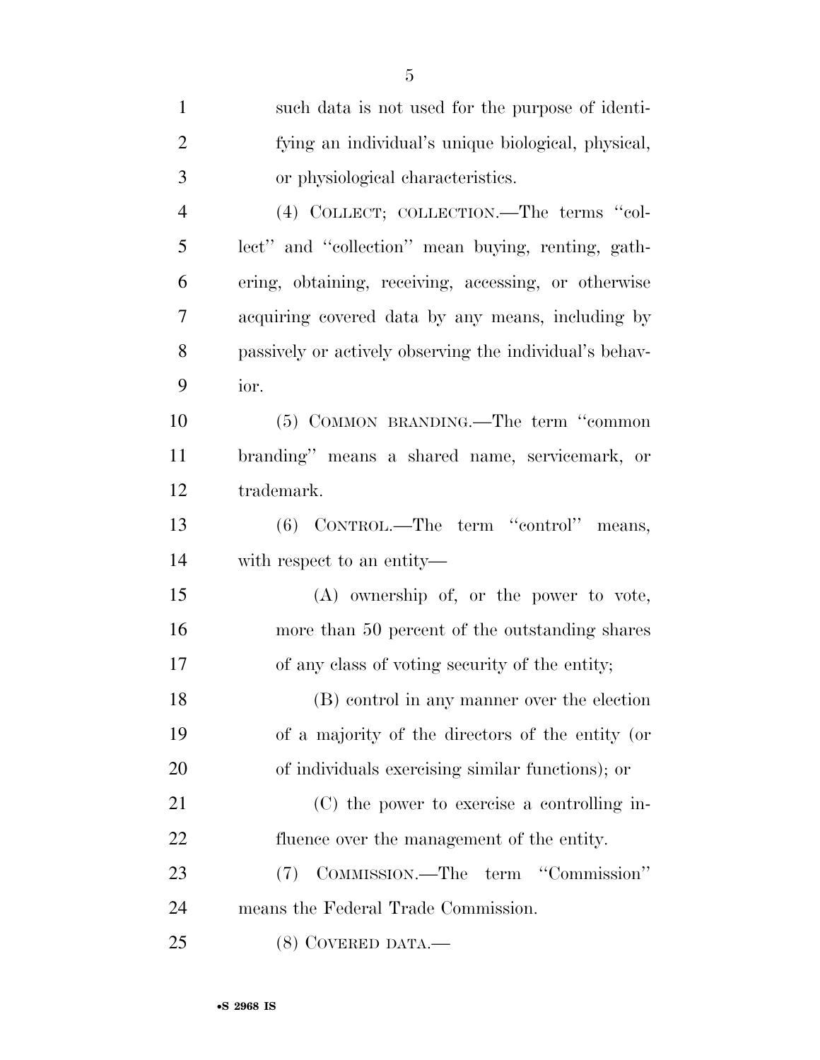such data is not used for the purpose of identifying an individual's unique biological, physical, or physiological characteristics.

(4) COLLECT; COLLECTION.—The terms "collect" and "collection" mean buying, renting, gathering, obtaining, receiving, accessing, or otherwise acquiring covered data by any means, including by passively or actively observing the individual's behavior.

(5) COMMON BRANDING.—The term "common branding" means a shared name, servicemark, or trademark.

(6) CONTROL.—The term "control" means, with respect to an entity—

(A) ownership of, or the power to vote, more than 50 percent of the outstanding shares of any class of voting security of the entity;

(B) control in any manner over the election of a majority of the directors of the entity (or of individuals exercising similar functions); or

(C) the power to exercise a controlling influence over the management of the entity.

(7) COMMISSION.—The term "Commission" means the Federal Trade Commission.

(8) COVERED DATA.—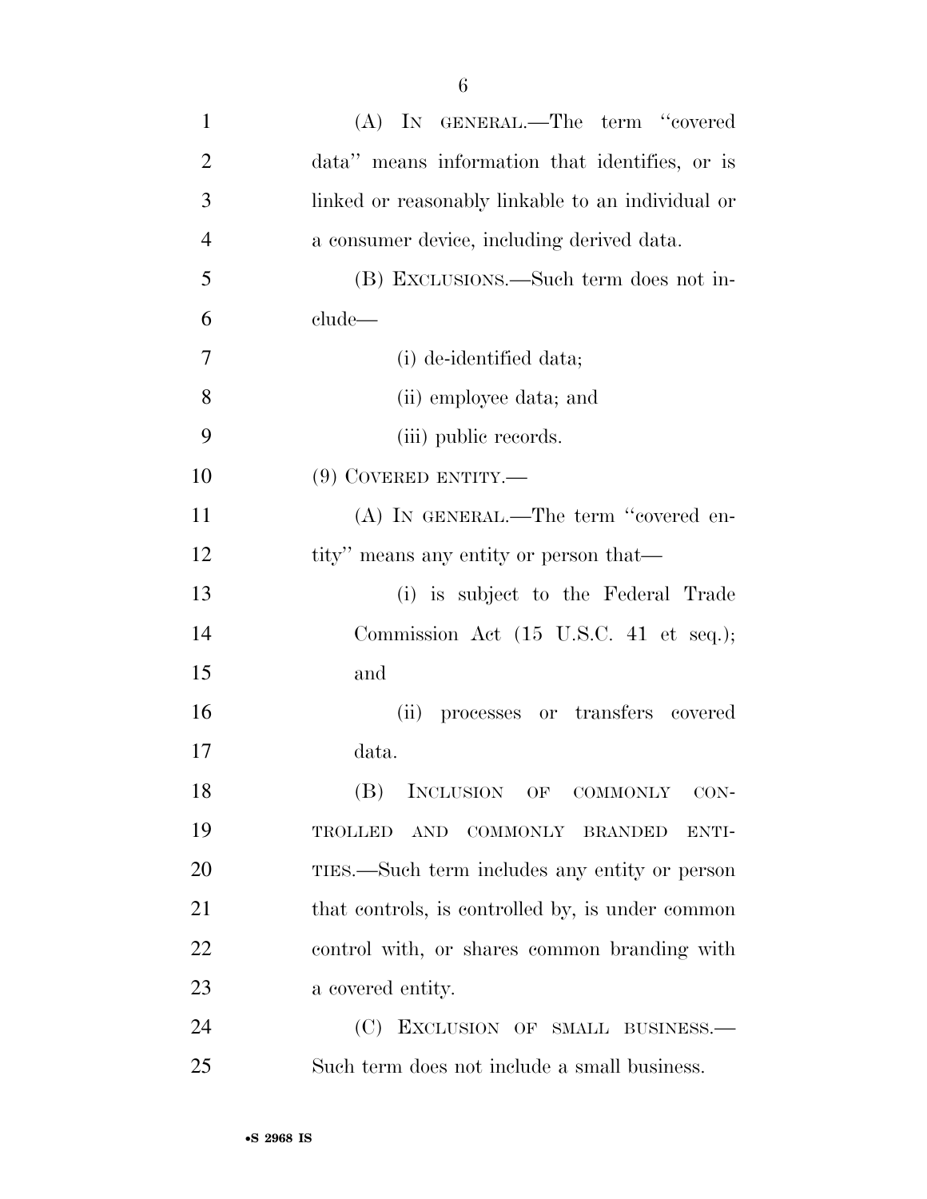(A) IN GENERAL.—The term "covered data" means information that identifies, or is linked or reasonably linkable to an individual or a consumer device, including derived data.

(B) EXCLUSIONS.—Such term does not include—

(i) de-identified data;

(ii) employee data; and

(iii) public records.

(9) COVERED ENTITY.—

(A) IN GENERAL.—The term "covered entity" means any entity or person that—

(i) is subject to the Federal Trade Commission Act (15 U.S.C. 41 et seq.); and

(ii) processes or transfers covered data.

(B) INCLUSION OF COMMONLY CONTROLLED AND COMMONLY BRANDED ENTITIES.—Such term includes any entity or person that controls, is controlled by, is under common control with, or shares common branding with a covered entity.

(C) EXCLUSION OF SMALL BUSINESS.—Such term does not include a small business.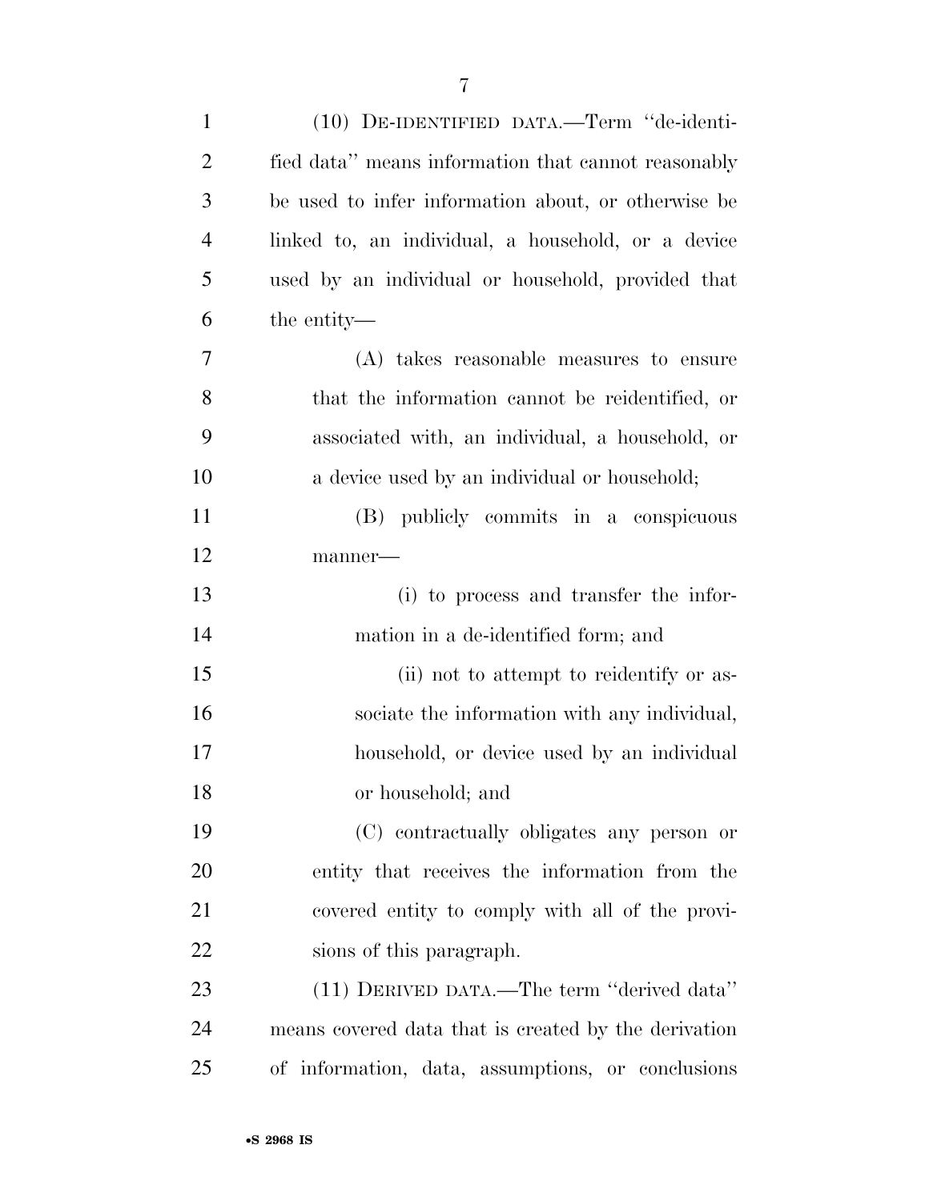(10) DE-IDENTIFIED DATA.—Term ''de-identified data'' means information that cannot reasonably be used to infer information about, or otherwise be linked to, an individual, a household, or a device used by an individual or household, provided that the entity—

(A) takes reasonable measures to ensure that the information cannot be reidentified, or associated with, an individual, a household, or a device used by an individual or household;

(B) publicly commits in a conspicuous manner—

(i) to process and transfer the information in a de-identified form; and

(ii) not to attempt to reidentify or associate the information with any individual, household, or device used by an individual or household; and

(C) contractually obligates any person or entity that receives the information from the covered entity to comply with all of the provisions of this paragraph.

(11) DERIVED DATA.—The term ''derived data'' means covered data that is created by the derivation of information, data, assumptions, or conclusions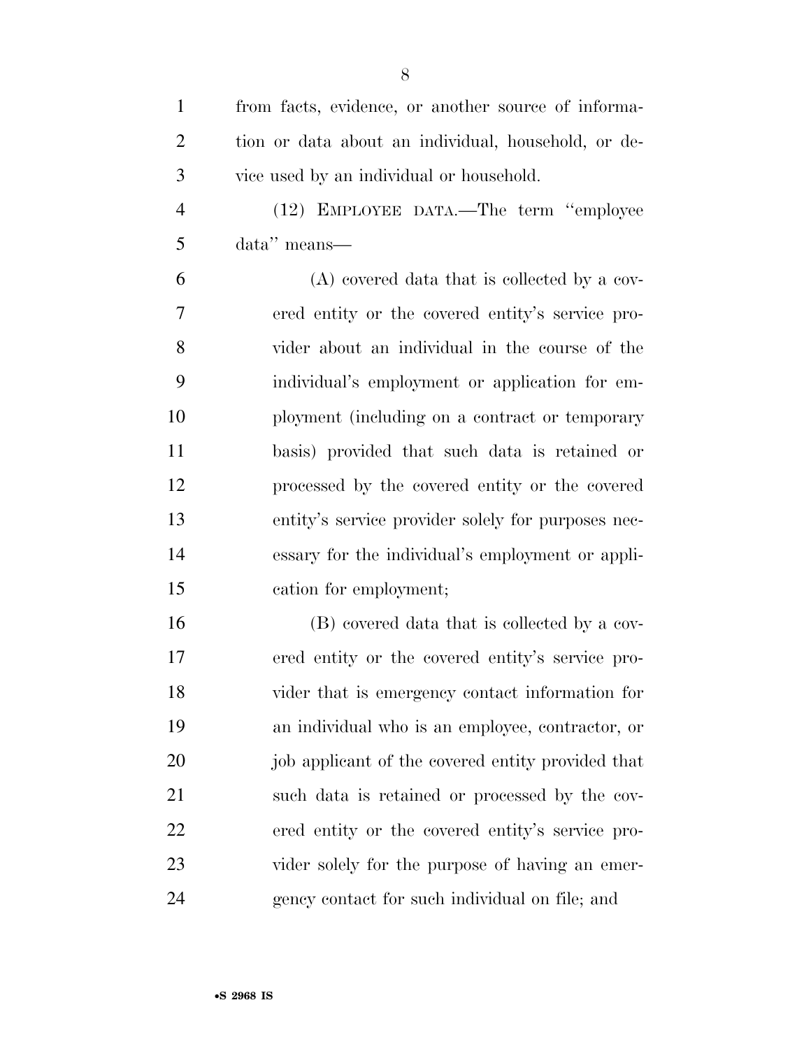from facts, evidence, or another source of information or data about an individual, household, or device used by an individual or household.

(12) EMPLOYEE DATA.—The term "employee data" means—

(A) covered data that is collected by a covered entity or the covered entity's service provider about an individual in the course of the individual's employment or application for employment (including on a contract or temporary basis) provided that such data is retained or processed by the covered entity or the covered entity's service provider solely for purposes necessary for the individual's employment or application for employment;

(B) covered data that is collected by a covered entity or the covered entity's service provider that is emergency contact information for an individual who is an employee, contractor, or job applicant of the covered entity provided that such data is retained or processed by the covered entity or the covered entity's service provider solely for the purpose of having an emergency contact for such individual on file; and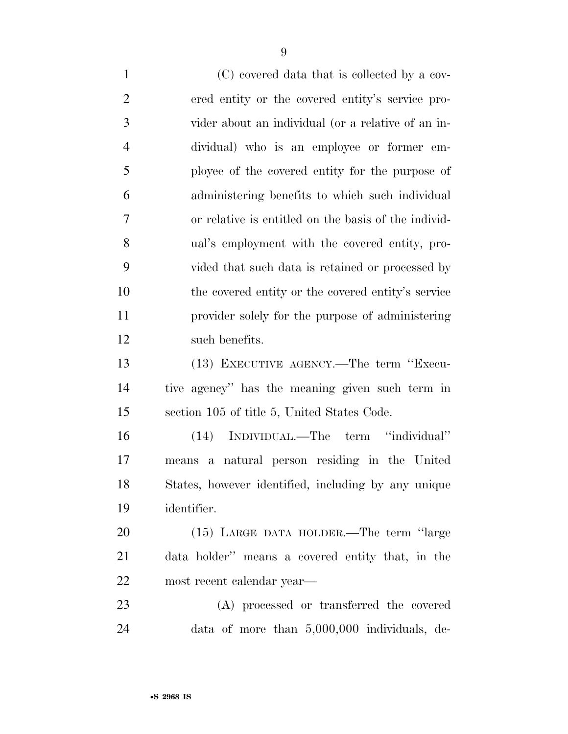(C) covered data that is collected by a covered entity or the covered entity's service provider about an individual (or a relative of an individual) who is an employee or former employee of the covered entity for the purpose of administering benefits to which such individual or relative is entitled on the basis of the individual's employment with the covered entity, provided that such data is retained or processed by the covered entity or the covered entity's service provider solely for the purpose of administering such benefits.

(13) EXECUTIVE AGENCY.—The term "Executive agency" has the meaning given such term in section 105 of title 5, United States Code.

(14) INDIVIDUAL.—The term "individual" means a natural person residing in the United States, however identified, including by any unique identifier.

(15) LARGE DATA HOLDER.—The term "large data holder" means a covered entity that, in the most recent calendar year—

(A) processed or transferred the covered data of more than 5,000,000 individuals, de-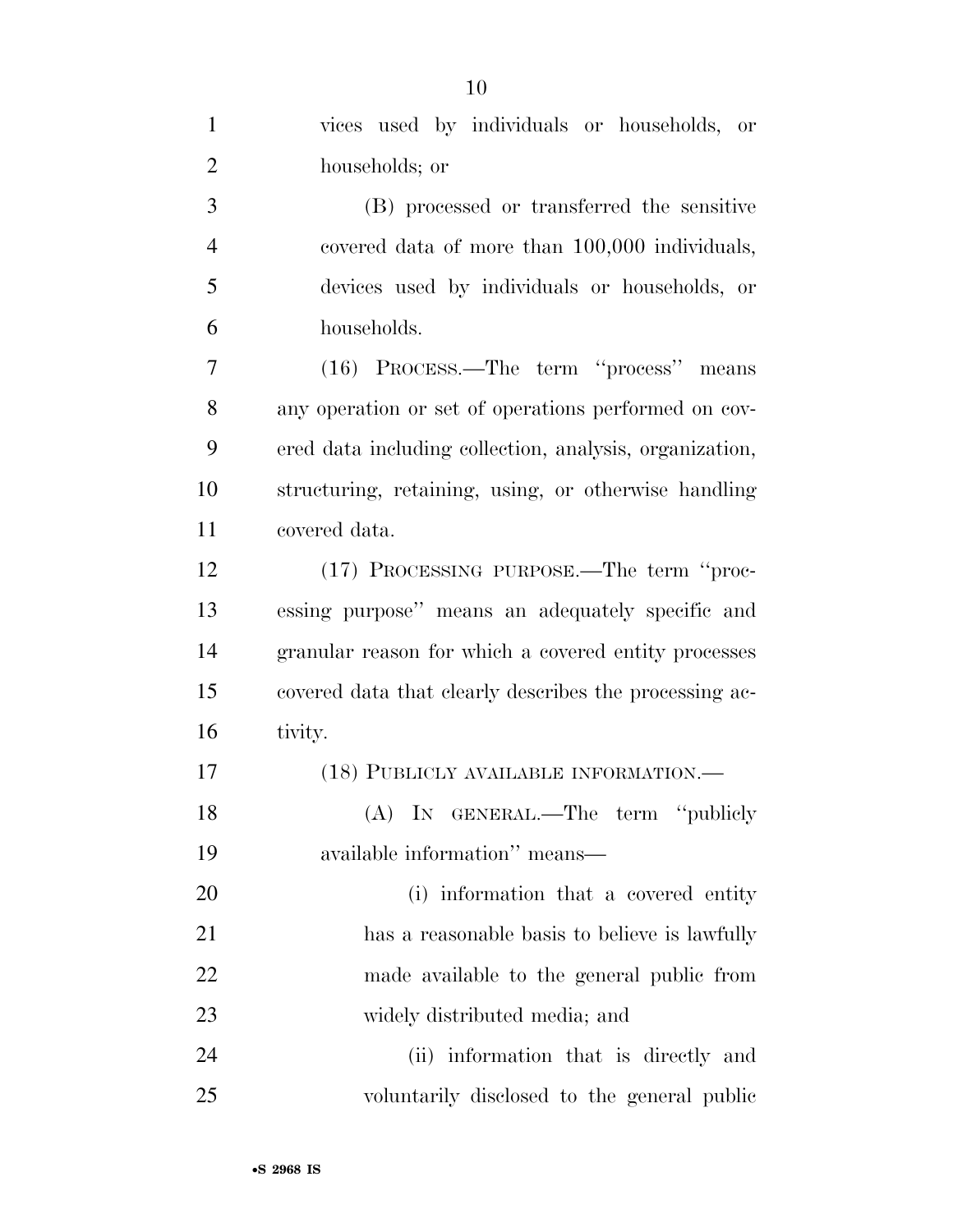vices used by individuals or households, or households; or

(B) processed or transferred the sensitive covered data of more than 100,000 individuals, devices used by individuals or households, or households.

(16) PROCESS.—The term ''process'' means any operation or set of operations performed on covered data including collection, analysis, organization, structuring, retaining, using, or otherwise handling covered data.

(17) PROCESSING PURPOSE.—The term ''processing purpose'' means an adequately specific and granular reason for which a covered entity processes covered data that clearly describes the processing activity.

(18) PUBLICLY AVAILABLE INFORMATION.—

(A) IN GENERAL.—The term ''publicly available information'' means—

(i) information that a covered entity has a reasonable basis to believe is lawfully made available to the general public from widely distributed media; and

(ii) information that is directly and voluntarily disclosed to the general public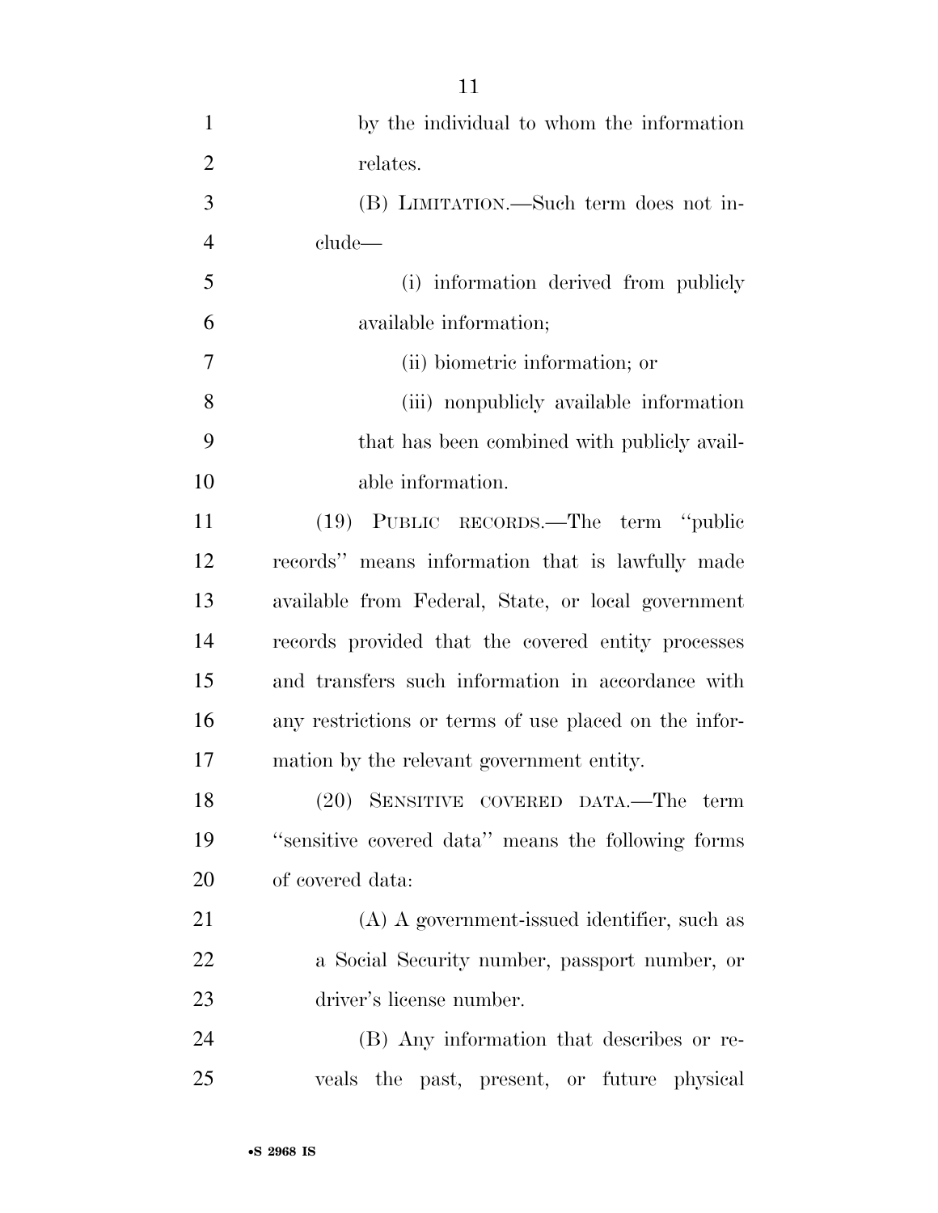by the individual to whom the information relates.

(B) LIMITATION.—Such term does not include—

(i) information derived from publicly available information;

(ii) biometric information; or

(iii) nonpublicly available information that has been combined with publicly available information.

(19) PUBLIC RECORDS.—The term ''public records'' means information that is lawfully made available from Federal, State, or local government records provided that the covered entity processes and transfers such information in accordance with any restrictions or terms of use placed on the information by the relevant government entity.

(20) SENSITIVE COVERED DATA.—The term ''sensitive covered data'' means the following forms of covered data:

(A) A government-issued identifier, such as a Social Security number, passport number, or driver's license number.

(B) Any information that describes or reveals the past, present, or future physical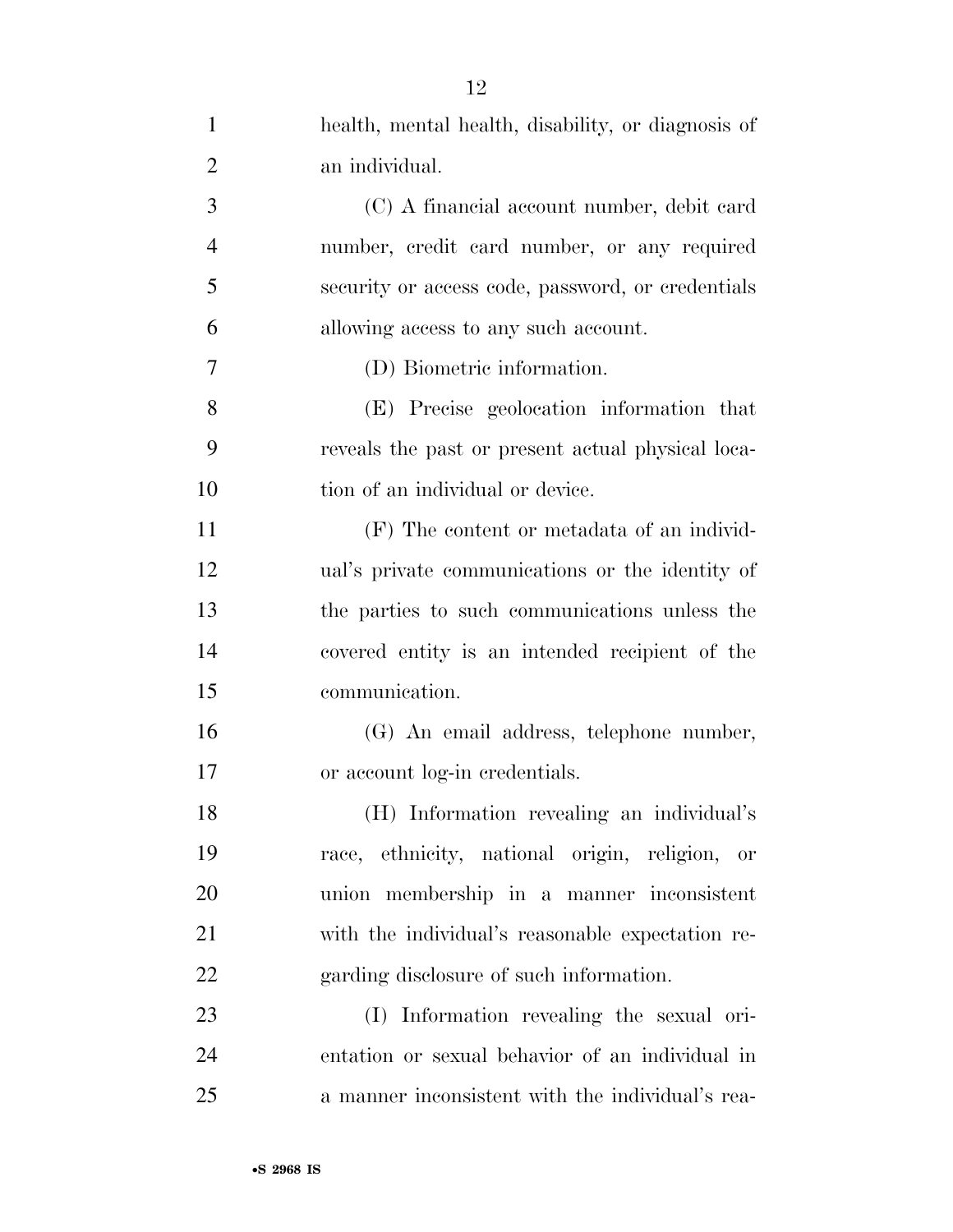health, mental health, disability, or diagnosis of an individual.

(C) A financial account number, debit card number, credit card number, or any required security or access code, password, or credentials allowing access to any such account.

(D) Biometric information.

(E) Precise geolocation information that reveals the past or present actual physical location of an individual or device.

(F) The content or metadata of an individual's private communications or the identity of the parties to such communications unless the covered entity is an intended recipient of the communication.

(G) An email address, telephone number, or account log-in credentials.

(H) Information revealing an individual's race, ethnicity, national origin, religion, or union membership in a manner inconsistent with the individual's reasonable expectation regarding disclosure of such information.

(I) Information revealing the sexual orientation or sexual behavior of an individual in a manner inconsistent with the individual's rea-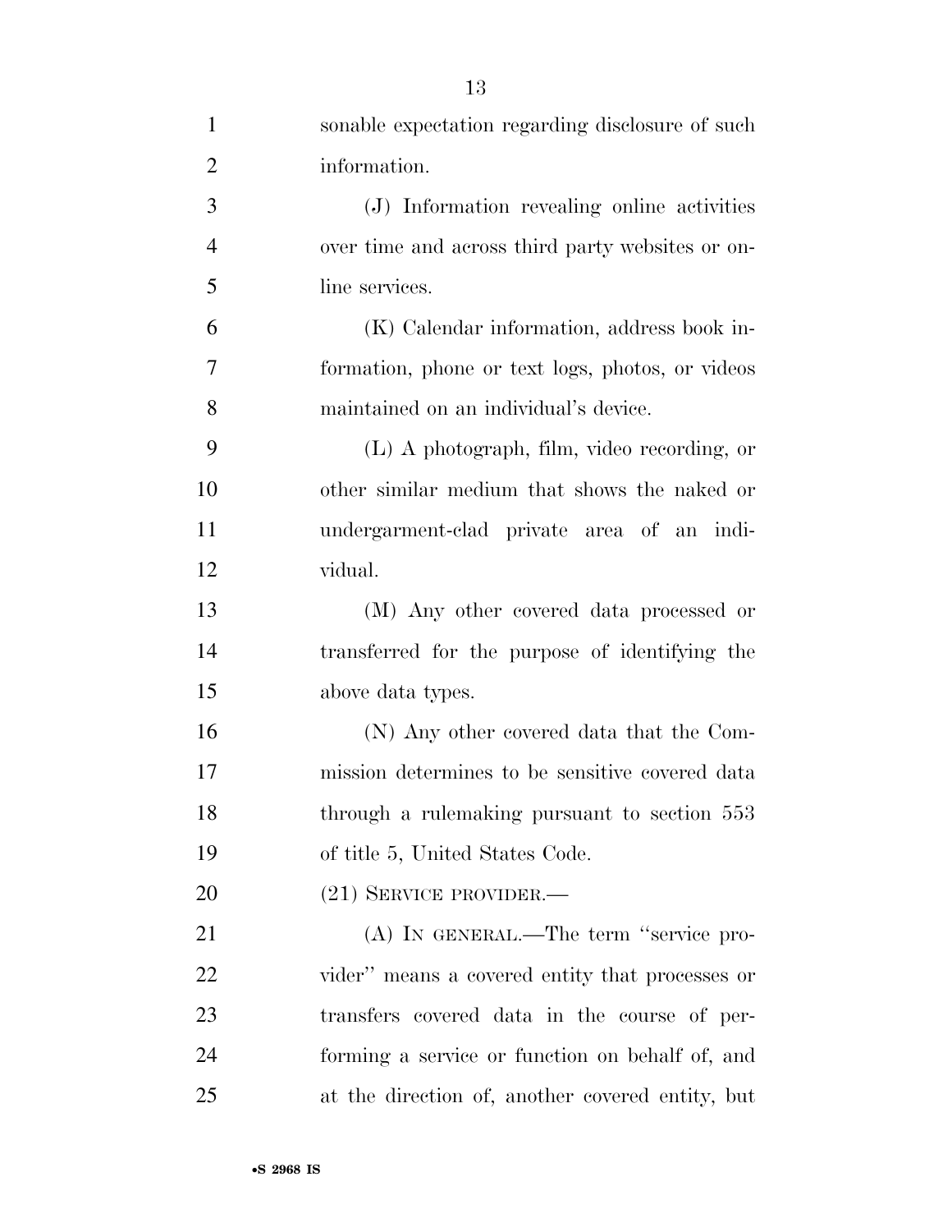sonable expectation regarding disclosure of such information.

(J) Information revealing online activities over time and across third party websites or online services.

(K) Calendar information, address book information, phone or text logs, photos, or videos maintained on an individual's device.

(L) A photograph, film, video recording, or other similar medium that shows the naked or undergarment-clad private area of an individual.

(M) Any other covered data processed or transferred for the purpose of identifying the above data types.

(N) Any other covered data that the Commission determines to be sensitive covered data through a rulemaking pursuant to section 553 of title 5, United States Code.

(21) SERVICE PROVIDER.—

(A) IN GENERAL.—The term "service provider" means a covered entity that processes or transfers covered data in the course of performing a service or function on behalf of, and at the direction of, another covered entity, but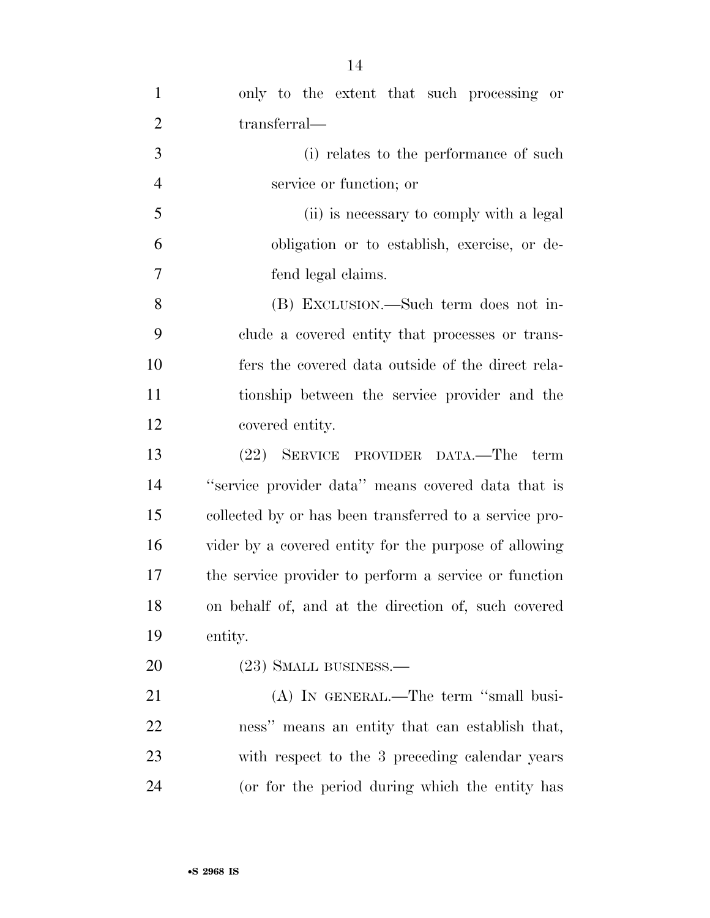only to the extent that such processing or transferral—

(i) relates to the performance of such service or function; or

(ii) is necessary to comply with a legal obligation or to establish, exercise, or defend legal claims.

(B) EXCLUSION.—Such term does not include a covered entity that processes or transfers the covered data outside of the direct relationship between the service provider and the covered entity.

(22) SERVICE PROVIDER DATA.—The term ''service provider data'' means covered data that is collected by or has been transferred to a service provider by a covered entity for the purpose of allowing the service provider to perform a service or function on behalf of, and at the direction of, such covered entity.

(23) SMALL BUSINESS.—

(A) IN GENERAL.—The term ''small business'' means an entity that can establish that, with respect to the 3 preceding calendar years (or for the period during which the entity has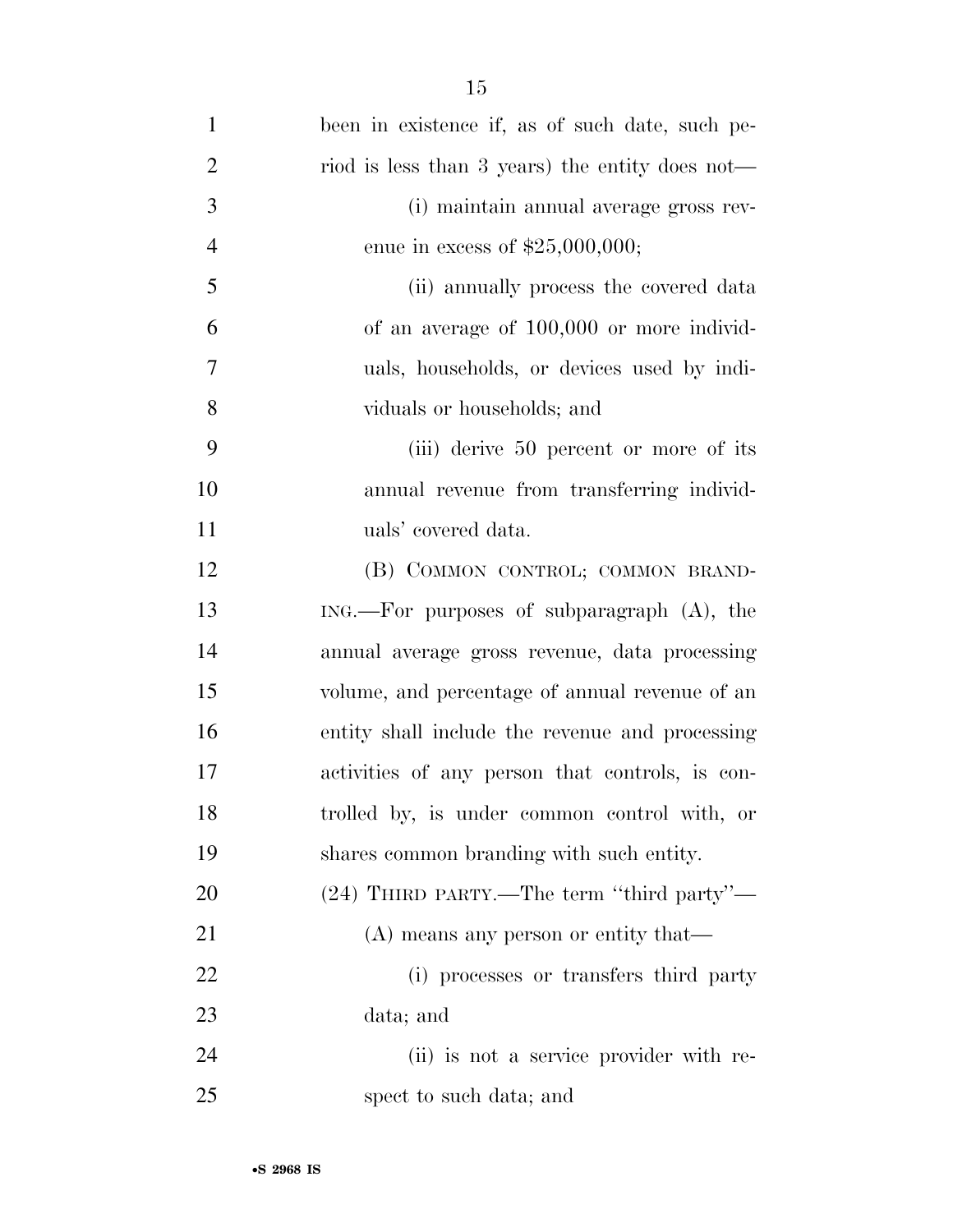been in existence if, as of such date, such period is less than 3 years) the entity does not—

(i) maintain annual average gross revenue in excess of $25,000,000;

(ii) annually process the covered data of an average of 100,000 or more individuals, households, or devices used by individuals or households; and

(iii) derive 50 percent or more of its annual revenue from transferring individuals' covered data.

(B) COMMON CONTROL; COMMON BRANDING.—For purposes of subparagraph (A), the annual average gross revenue, data processing volume, and percentage of annual revenue of an entity shall include the revenue and processing activities of any person that controls, is controlled by, is under common control with, or shares common branding with such entity.

(24) THIRD PARTY.—The term ''third party''—

(A) means any person or entity that—

(i) processes or transfers third party data; and

(ii) is not a service provider with respect to such data; and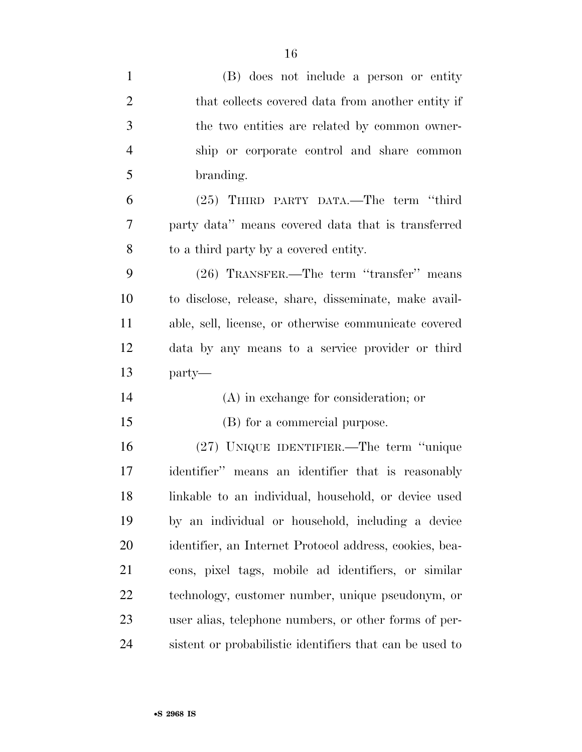(B) does not include a person or entity that collects covered data from another entity if the two entities are related by common ownership or corporate control and share common branding.

(25) THIRD PARTY DATA.—The term ''third party data'' means covered data that is transferred to a third party by a covered entity.

(26) TRANSFER.—The term ''transfer'' means to disclose, release, share, disseminate, make available, sell, license, or otherwise communicate covered data by any means to a service provider or third party—

(A) in exchange for consideration; or

(B) for a commercial purpose.

(27) UNIQUE IDENTIFIER.—The term ''unique identifier'' means an identifier that is reasonably linkable to an individual, household, or device used by an individual or household, including a device identifier, an Internet Protocol address, cookies, beacons, pixel tags, mobile ad identifiers, or similar technology, customer number, unique pseudonym, or user alias, telephone numbers, or other forms of persistent or probabilistic identifiers that can be used to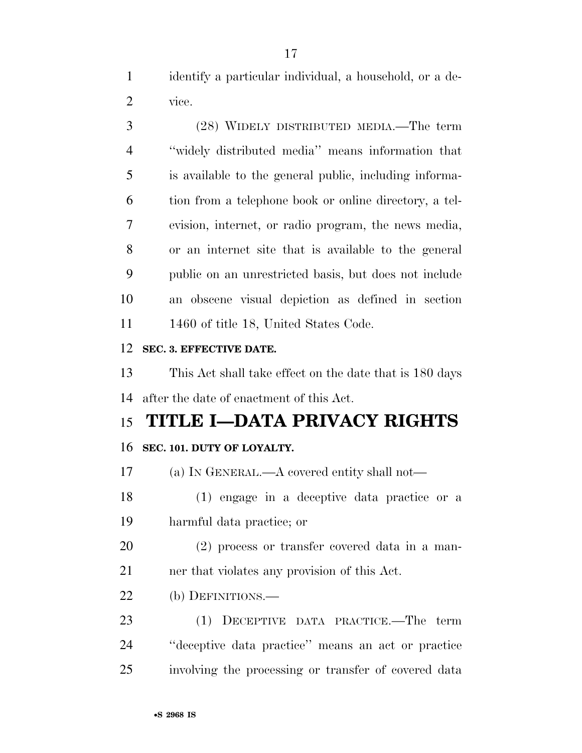identify a particular individual, a household, or a device.

(28) WIDELY DISTRIBUTED MEDIA.—The term "widely distributed media" means information that is available to the general public, including information from a telephone book or online directory, a television, internet, or radio program, the news media, or an internet site that is available to the general public on an unrestricted basis, but does not include an obscene visual depiction as defined in section 1460 of title 18, United States Code.

**SEC. 3. EFFECTIVE DATE.**

This Act shall take effect on the date that is 180 days after the date of enactment of this Act.

# TITLE I—DATA PRIVACY RIGHTS

**SEC. 101. DUTY OF LOYALTY.**

(a) IN GENERAL.—A covered entity shall not—

(1) engage in a deceptive data practice or a harmful data practice; or

(2) process or transfer covered data in a manner that violates any provision of this Act.

(b) DEFINITIONS.—

(1) DECEPTIVE DATA PRACTICE.—The term "deceptive data practice" means an act or practice involving the processing or transfer of covered data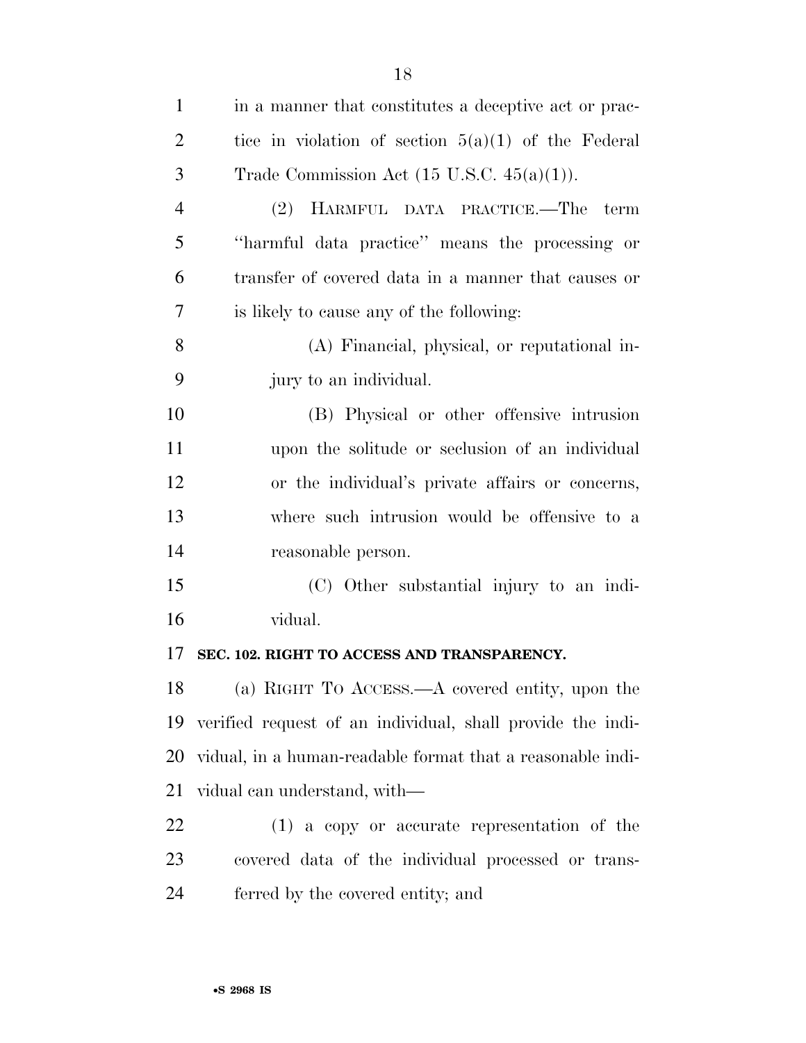in a manner that constitutes a deceptive act or practice in violation of section 5(a)(1) of the Federal Trade Commission Act (15 U.S.C. 45(a)(1)).

(2) HARMFUL DATA PRACTICE.—The term "harmful data practice" means the processing or transfer of covered data in a manner that causes or is likely to cause any of the following:

(A) Financial, physical, or reputational injury to an individual.

(B) Physical or other offensive intrusion upon the solitude or seclusion of an individual or the individual's private affairs or concerns, where such intrusion would be offensive to a reasonable person.

(C) Other substantial injury to an individual.

**SEC. 102. RIGHT TO ACCESS AND TRANSPARENCY.**

(a) RIGHT TO ACCESS.—A covered entity, upon the verified request of an individual, shall provide the individual, in a human-readable format that a reasonable individual can understand, with—

(1) a copy or accurate representation of the covered data of the individual processed or transferred by the covered entity; and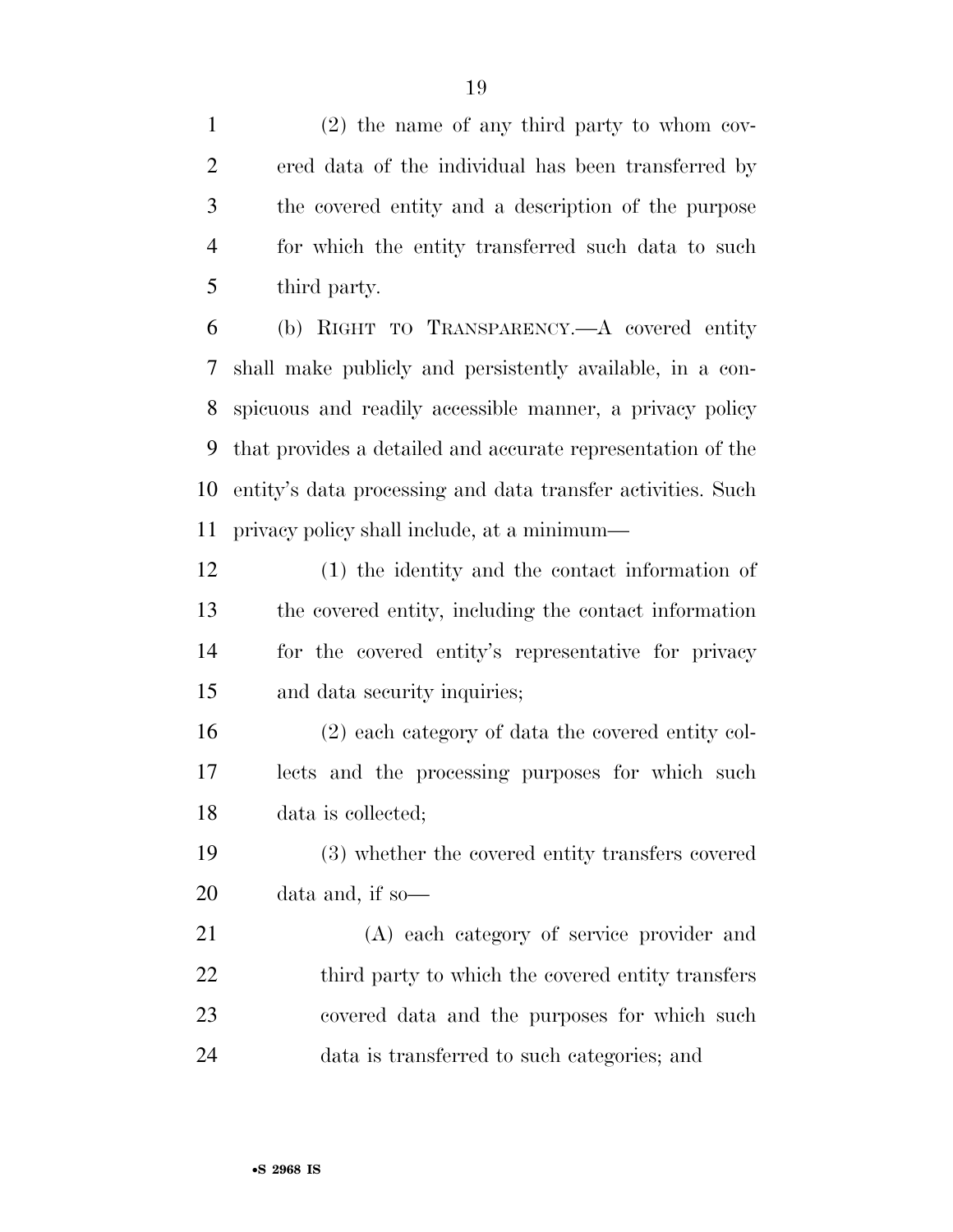(2) the name of any third party to whom covered data of the individual has been transferred by the covered entity and a description of the purpose for which the entity transferred such data to such third party.

(b) RIGHT TO TRANSPARENCY.—A covered entity shall make publicly and persistently available, in a conspicuous and readily accessible manner, a privacy policy that provides a detailed and accurate representation of the entity's data processing and data transfer activities. Such privacy policy shall include, at a minimum—

(1) the identity and the contact information of the covered entity, including the contact information for the covered entity's representative for privacy and data security inquiries;

(2) each category of data the covered entity collects and the processing purposes for which such data is collected;

(3) whether the covered entity transfers covered data and, if so—

(A) each category of service provider and third party to which the covered entity transfers covered data and the purposes for which such data is transferred to such categories; and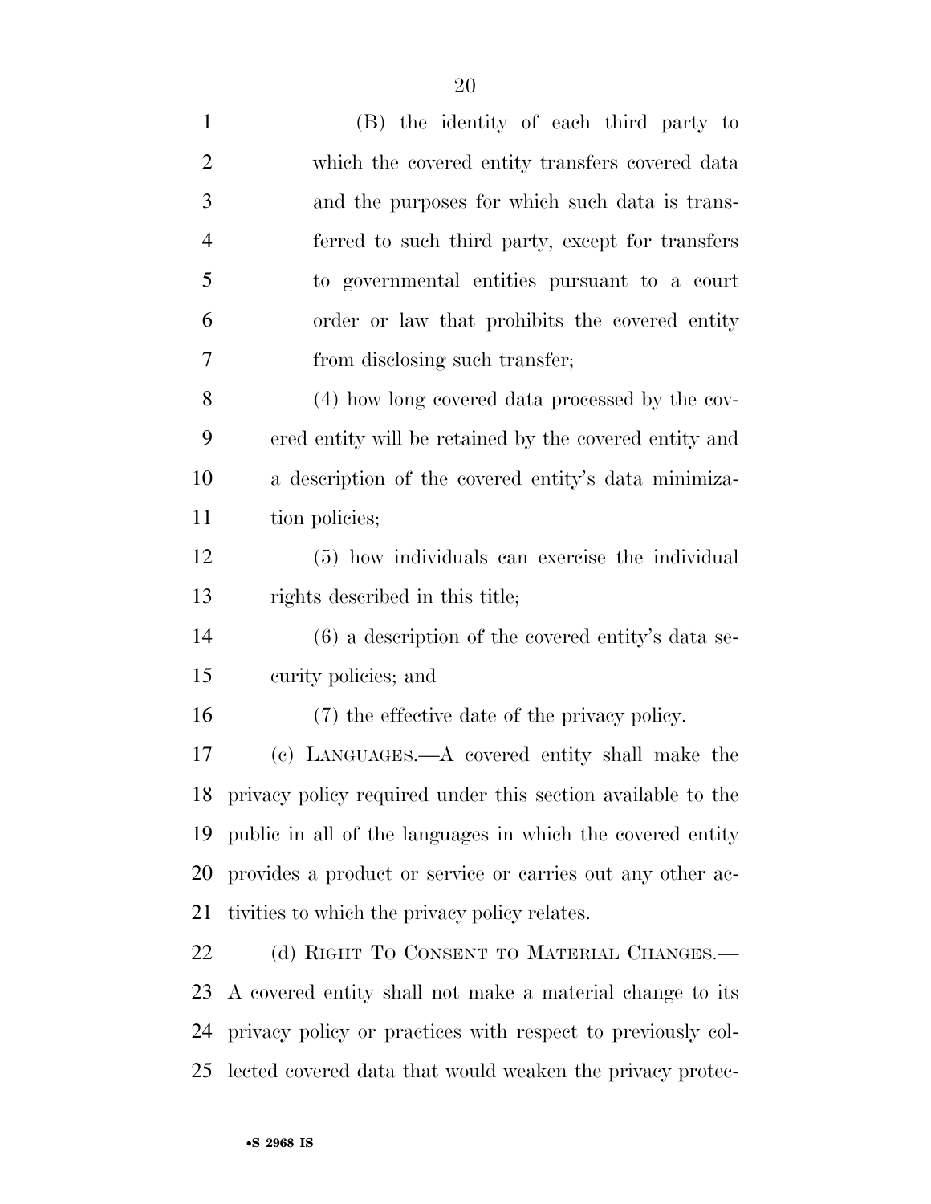(B) the identity of each third party to which the covered entity transfers covered data and the purposes for which such data is transferred to such third party, except for transfers to governmental entities pursuant to a court order or law that prohibits the covered entity from disclosing such transfer;

(4) how long covered data processed by the covered entity will be retained by the covered entity and a description of the covered entity's data minimization policies;

(5) how individuals can exercise the individual rights described in this title;

(6) a description of the covered entity's data security policies; and

(7) the effective date of the privacy policy.

(c) LANGUAGES.—A covered entity shall make the privacy policy required under this section available to the public in all of the languages in which the covered entity provides a product or service or carries out any other activities to which the privacy policy relates.

(d) RIGHT TO CONSENT TO MATERIAL CHANGES.—A covered entity shall not make a material change to its privacy policy or practices with respect to previously collected covered data that would weaken the privacy protec-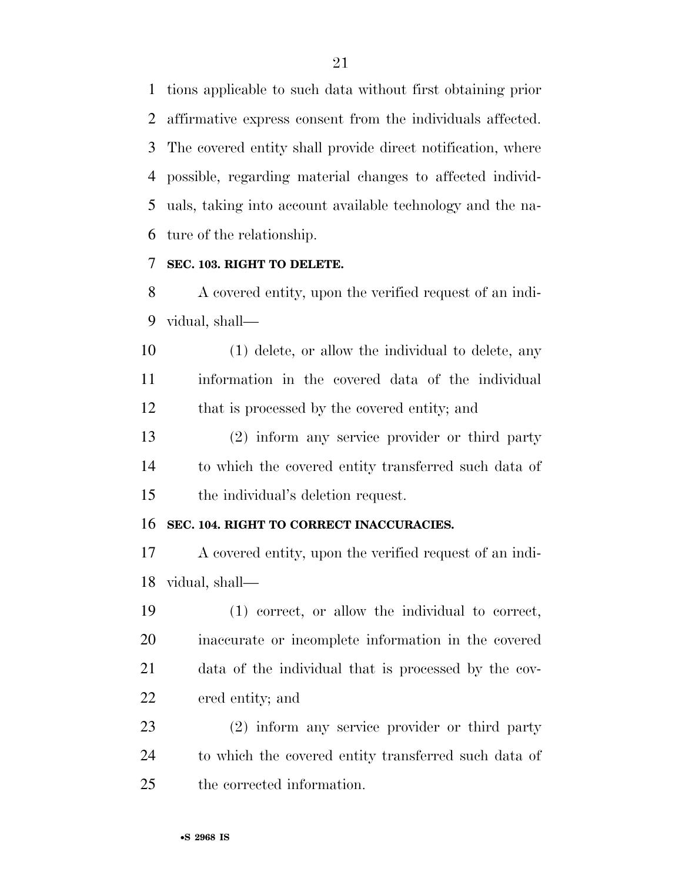tions applicable to such data without first obtaining prior affirmative express consent from the individuals affected. The covered entity shall provide direct notification, where possible, regarding material changes to affected individuals, taking into account available technology and the nature of the relationship.

### SEC. 103. RIGHT TO DELETE.

A covered entity, upon the verified request of an individual, shall—

(1) delete, or allow the individual to delete, any information in the covered data of the individual that is processed by the covered entity; and

(2) inform any service provider or third party to which the covered entity transferred such data of the individual's deletion request.

### SEC. 104. RIGHT TO CORRECT INACCURACIES.

A covered entity, upon the verified request of an individual, shall—

(1) correct, or allow the individual to correct, inaccurate or incomplete information in the covered data of the individual that is processed by the covered entity; and

(2) inform any service provider or third party to which the covered entity transferred such data of the corrected information.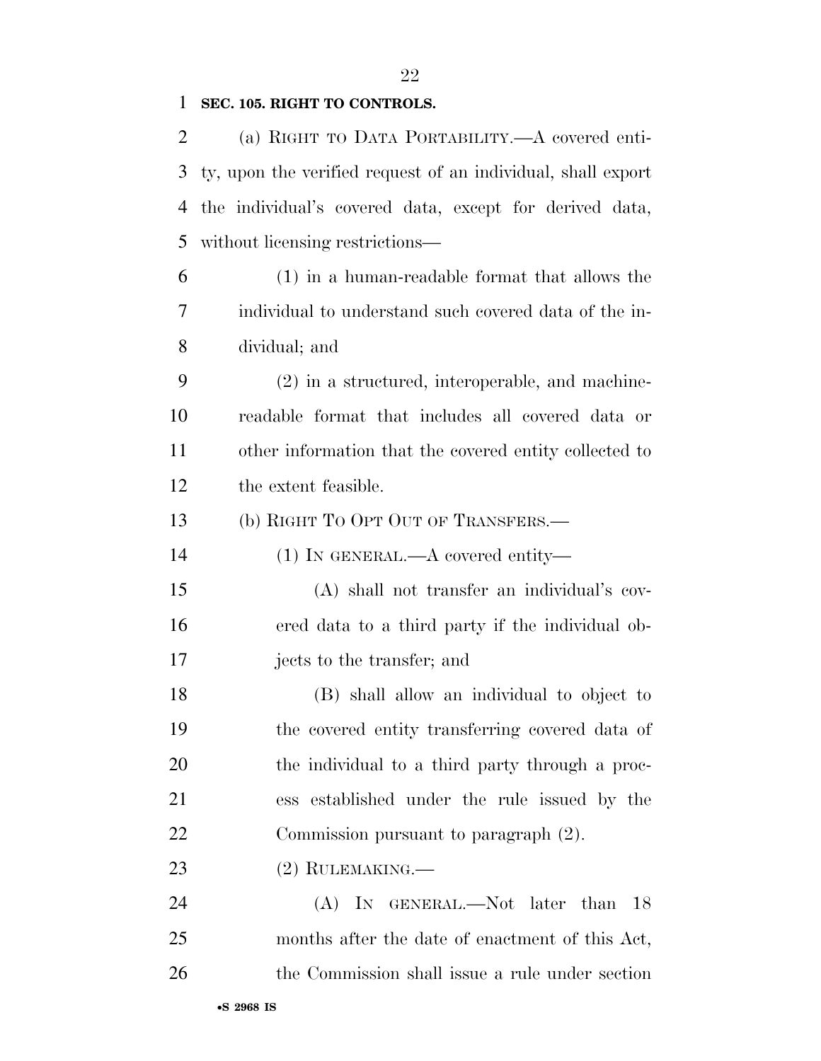**SEC. 105. RIGHT TO CONTROLS.**

(a) RIGHT TO DATA PORTABILITY.—A covered entity, upon the verified request of an individual, shall export the individual's covered data, except for derived data, without licensing restrictions—

(1) in a human-readable format that allows the individual to understand such covered data of the individual; and

(2) in a structured, interoperable, and machine-readable format that includes all covered data or other information that the covered entity collected to the extent feasible.

(b) RIGHT TO OPT OUT OF TRANSFERS.—

(1) IN GENERAL.—A covered entity—

(A) shall not transfer an individual's covered data to a third party if the individual objects to the transfer; and

(B) shall allow an individual to object to the covered entity transferring covered data of the individual to a third party through a process established under the rule issued by the Commission pursuant to paragraph (2).

(2) RULEMAKING.—

(A) IN GENERAL.—Not later than 18 months after the date of enactment of this Act, the Commission shall issue a rule under section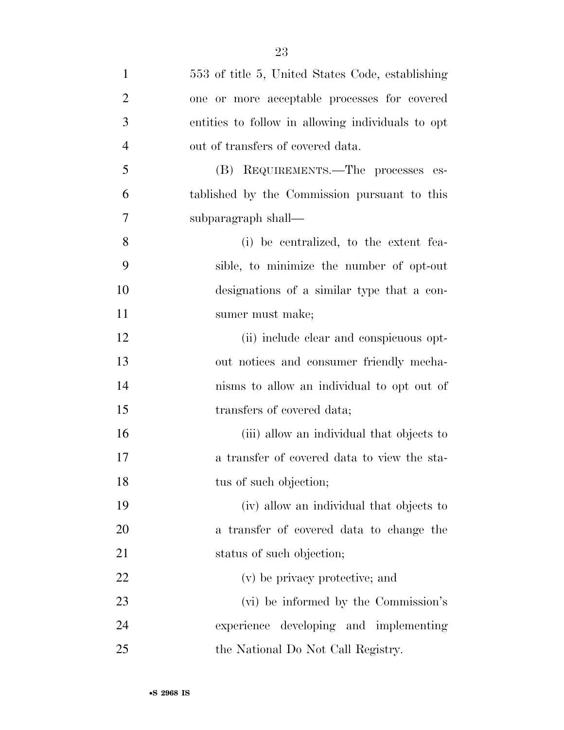553 of title 5, United States Code, establishing one or more acceptable processes for covered entities to follow in allowing individuals to opt out of transfers of covered data.

(B) REQUIREMENTS.—The processes established by the Commission pursuant to this subparagraph shall—

(i) be centralized, to the extent feasible, to minimize the number of opt-out designations of a similar type that a consumer must make;

(ii) include clear and conspicuous opt-out notices and consumer friendly mechanisms to allow an individual to opt out of transfers of covered data;

(iii) allow an individual that objects to a transfer of covered data to view the status of such objection;

(iv) allow an individual that objects to a transfer of covered data to change the status of such objection;

(v) be privacy protective; and

(vi) be informed by the Commission's experience developing and implementing the National Do Not Call Registry.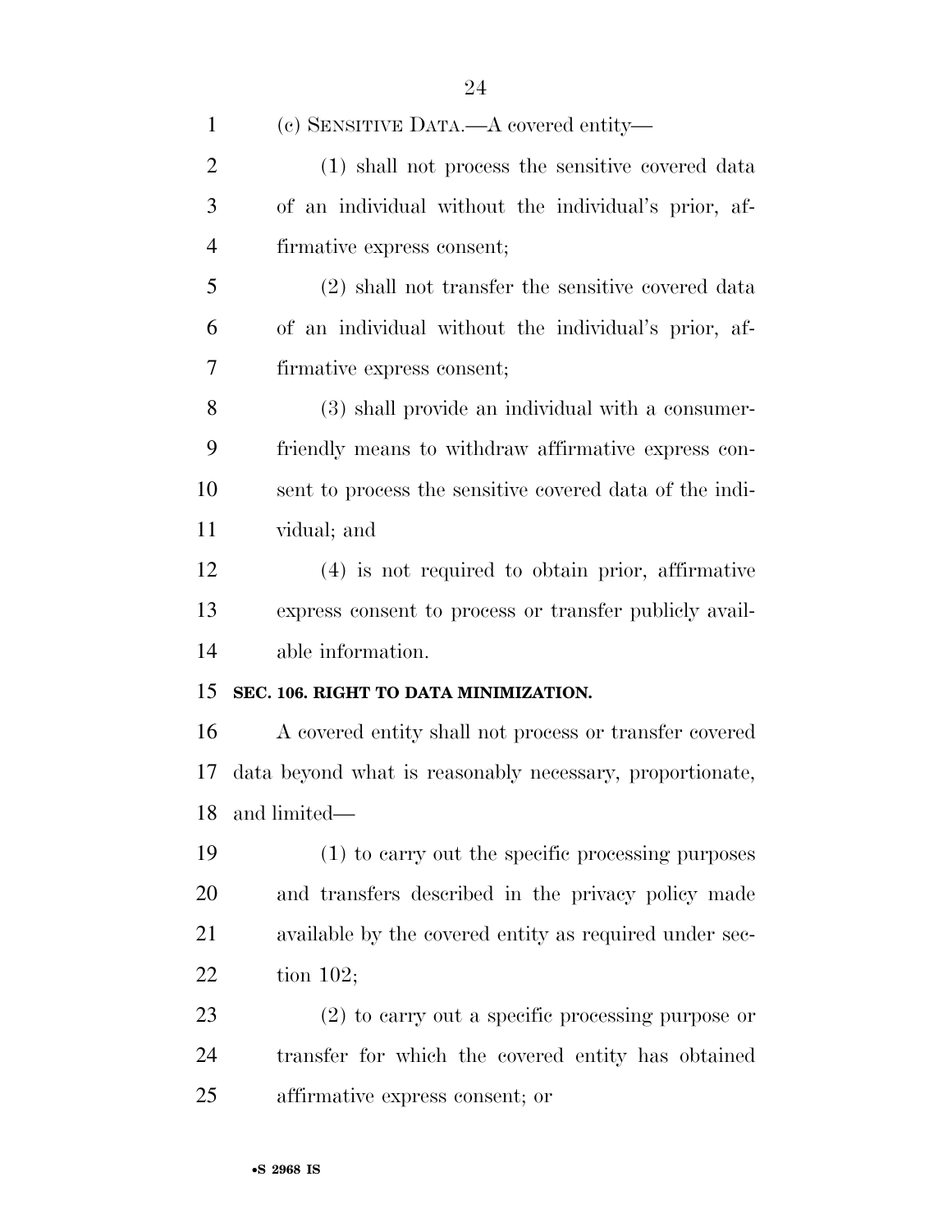(c) SENSITIVE DATA.—A covered entity—

(1) shall not process the sensitive covered data of an individual without the individual's prior, affirmative express consent;

(2) shall not transfer the sensitive covered data of an individual without the individual's prior, affirmative express consent;

(3) shall provide an individual with a consumer-friendly means to withdraw affirmative express consent to process the sensitive covered data of the individual; and

(4) is not required to obtain prior, affirmative express consent to process or transfer publicly available information.

**SEC. 106. RIGHT TO DATA MINIMIZATION.**

A covered entity shall not process or transfer covered data beyond what is reasonably necessary, proportionate, and limited—

(1) to carry out the specific processing purposes and transfers described in the privacy policy made available by the covered entity as required under section 102;

(2) to carry out a specific processing purpose or transfer for which the covered entity has obtained affirmative express consent; or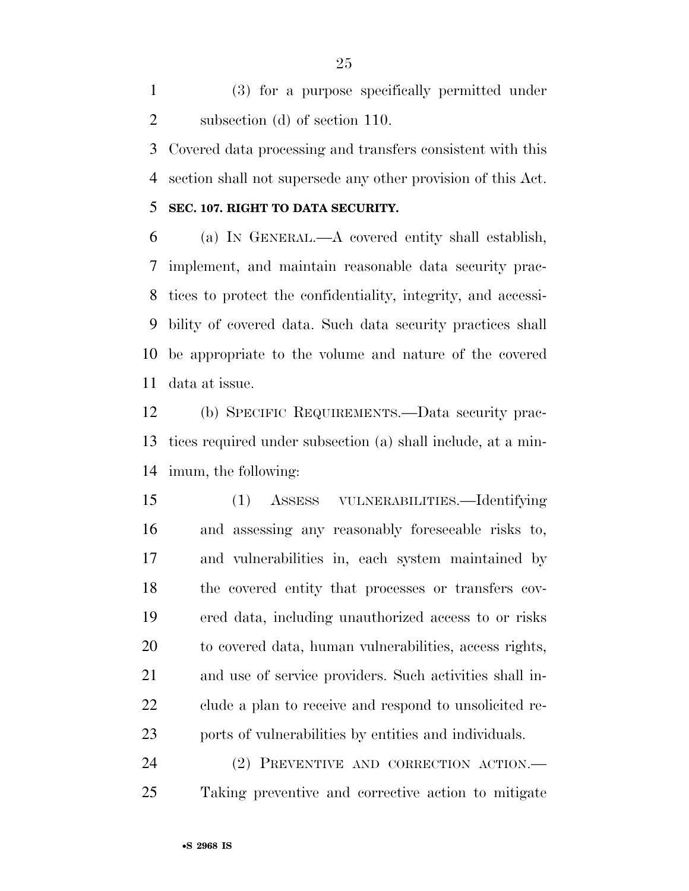(3) for a purpose specifically permitted under subsection (d) of section 110.

Covered data processing and transfers consistent with this section shall not supersede any other provision of this Act.

### SEC. 107. RIGHT TO DATA SECURITY.

(a) IN GENERAL.—A covered entity shall establish, implement, and maintain reasonable data security practices to protect the confidentiality, integrity, and accessibility of covered data. Such data security practices shall be appropriate to the volume and nature of the covered data at issue.

(b) SPECIFIC REQUIREMENTS.—Data security practices required under subsection (a) shall include, at a minimum, the following:

(1) ASSESS VULNERABILITIES.—Identifying and assessing any reasonably foreseeable risks to, and vulnerabilities in, each system maintained by the covered entity that processes or transfers covered data, including unauthorized access to or risks to covered data, human vulnerabilities, access rights, and use of service providers. Such activities shall include a plan to receive and respond to unsolicited reports of vulnerabilities by entities and individuals.

(2) PREVENTIVE AND CORRECTION ACTION.—Taking preventive and corrective action to mitigate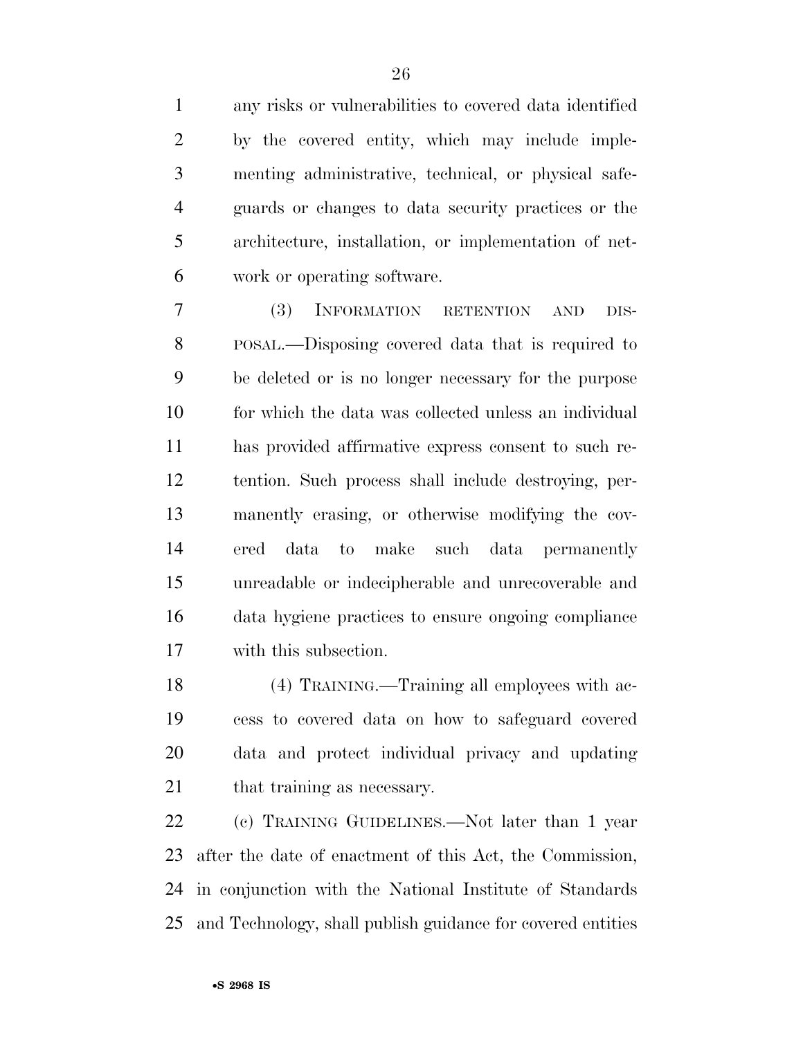any risks or vulnerabilities to covered data identified by the covered entity, which may include implementing administrative, technical, or physical safeguards or changes to data security practices or the architecture, installation, or implementation of network or operating software.

(3) INFORMATION RETENTION AND DISPOSAL.—Disposing covered data that is required to be deleted or is no longer necessary for the purpose for which the data was collected unless an individual has provided affirmative express consent to such retention. Such process shall include destroying, permanently erasing, or otherwise modifying the covered data to make such data permanently unreadable or indecipherable and unrecoverable and data hygiene practices to ensure ongoing compliance with this subsection.

(4) TRAINING.—Training all employees with access to covered data on how to safeguard covered data and protect individual privacy and updating that training as necessary.

(c) TRAINING GUIDELINES.—Not later than 1 year after the date of enactment of this Act, the Commission, in conjunction with the National Institute of Standards and Technology, shall publish guidance for covered entities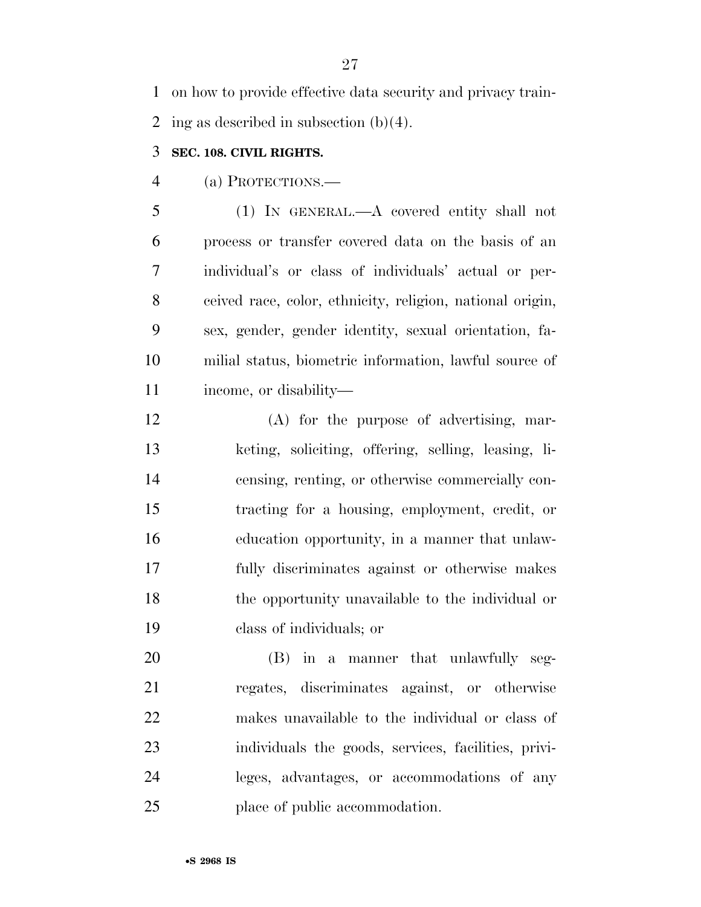on how to provide effective data security and privacy training as described in subsection (b)(4).

### SEC. 108. CIVIL RIGHTS.

(a) PROTECTIONS.—

(1) IN GENERAL.—A covered entity shall not process or transfer covered data on the basis of an individual's or class of individuals' actual or perceived race, color, ethnicity, religion, national origin, sex, gender, gender identity, sexual orientation, familial status, biometric information, lawful source of income, or disability—

(A) for the purpose of advertising, marketing, soliciting, offering, selling, leasing, licensing, renting, or otherwise commercially contracting for a housing, employment, credit, or education opportunity, in a manner that unlawfully discriminates against or otherwise makes the opportunity unavailable to the individual or class of individuals; or

(B) in a manner that unlawfully segregates, discriminates against, or otherwise makes unavailable to the individual or class of individuals the goods, services, facilities, privileges, advantages, or accommodations of any place of public accommodation.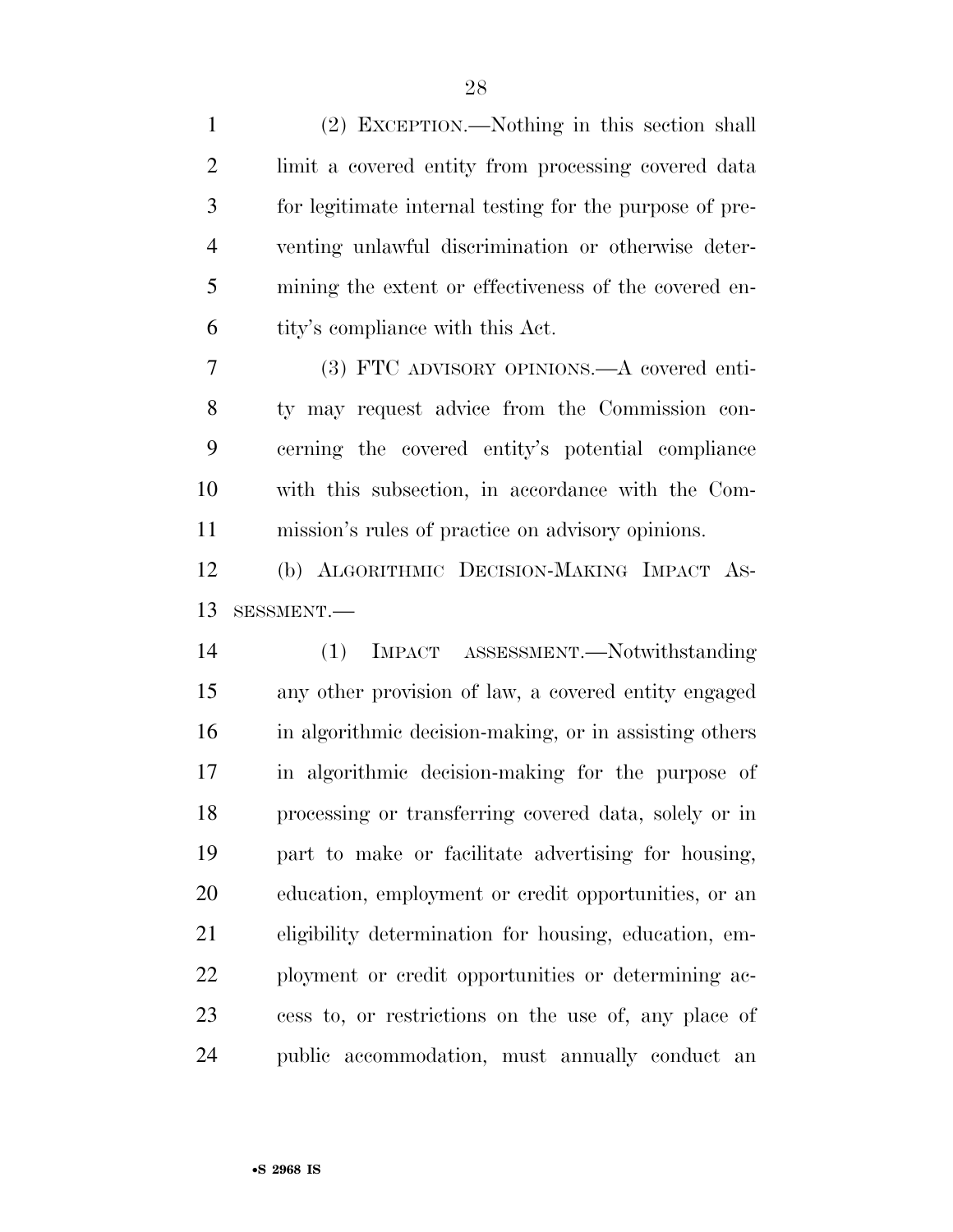(2) EXCEPTION.—Nothing in this section shall limit a covered entity from processing covered data for legitimate internal testing for the purpose of preventing unlawful discrimination or otherwise determining the extent or effectiveness of the covered entity's compliance with this Act.

(3) FTC ADVISORY OPINIONS.—A covered entity may request advice from the Commission concerning the covered entity's potential compliance with this subsection, in accordance with the Commission's rules of practice on advisory opinions.

(b) ALGORITHMIC DECISION-MAKING IMPACT ASSESSMENT.—

(1) IMPACT ASSESSMENT.—Notwithstanding any other provision of law, a covered entity engaged in algorithmic decision-making, or in assisting others in algorithmic decision-making for the purpose of processing or transferring covered data, solely or in part to make or facilitate advertising for housing, education, employment or credit opportunities, or an eligibility determination for housing, education, employment or credit opportunities or determining access to, or restrictions on the use of, any place of public accommodation, must annually conduct an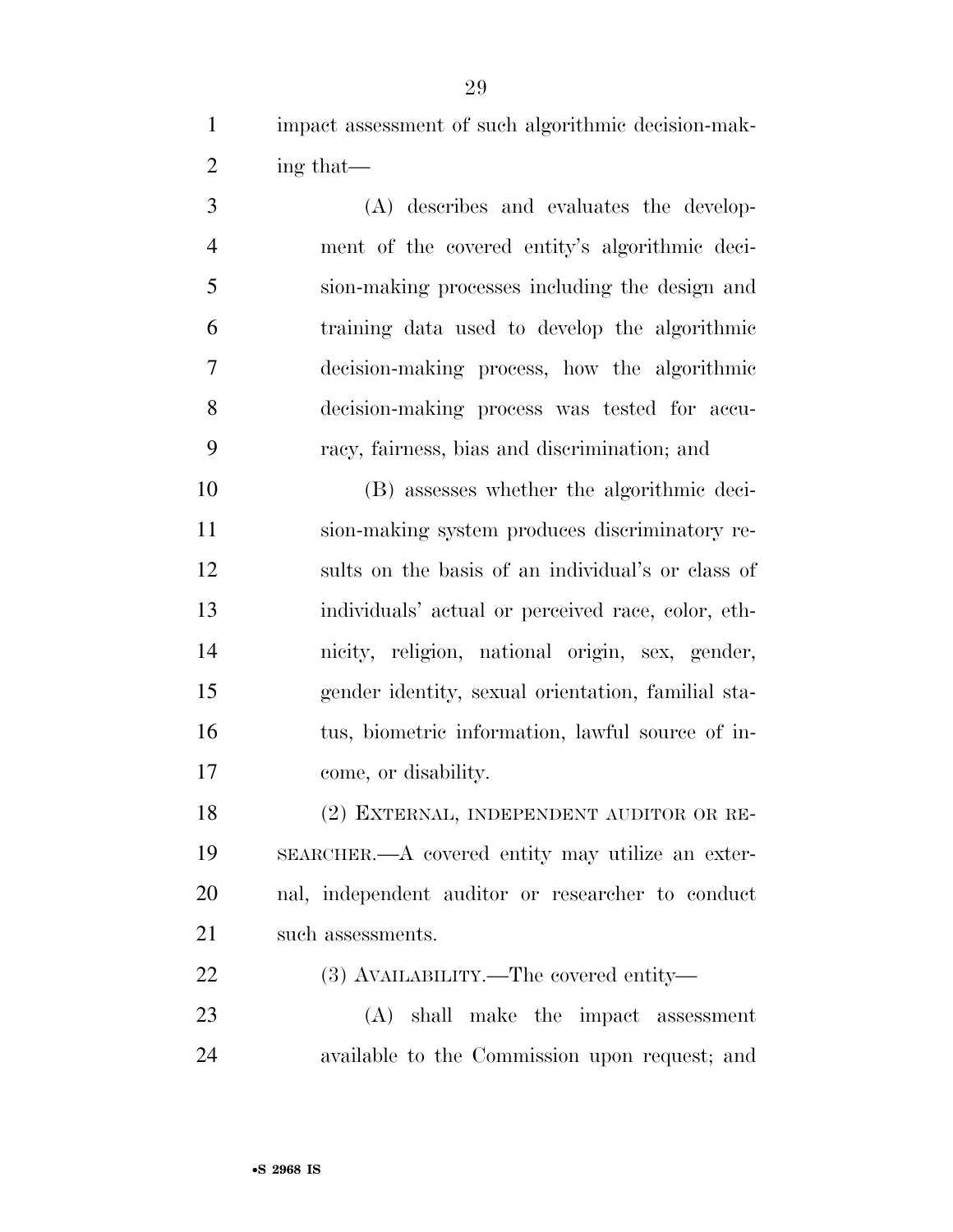impact assessment of such algorithmic decision-making that—

(A) describes and evaluates the development of the covered entity's algorithmic decision-making processes including the design and training data used to develop the algorithmic decision-making process, how the algorithmic decision-making process was tested for accuracy, fairness, bias and discrimination; and

(B) assesses whether the algorithmic decision-making system produces discriminatory results on the basis of an individual's or class of individuals' actual or perceived race, color, ethnicity, religion, national origin, sex, gender, gender identity, sexual orientation, familial status, biometric information, lawful source of income, or disability.

(2) EXTERNAL, INDEPENDENT AUDITOR OR RESEARCHER.—A covered entity may utilize an external, independent auditor or researcher to conduct such assessments.

(3) AVAILABILITY.—The covered entity—

(A) shall make the impact assessment available to the Commission upon request; and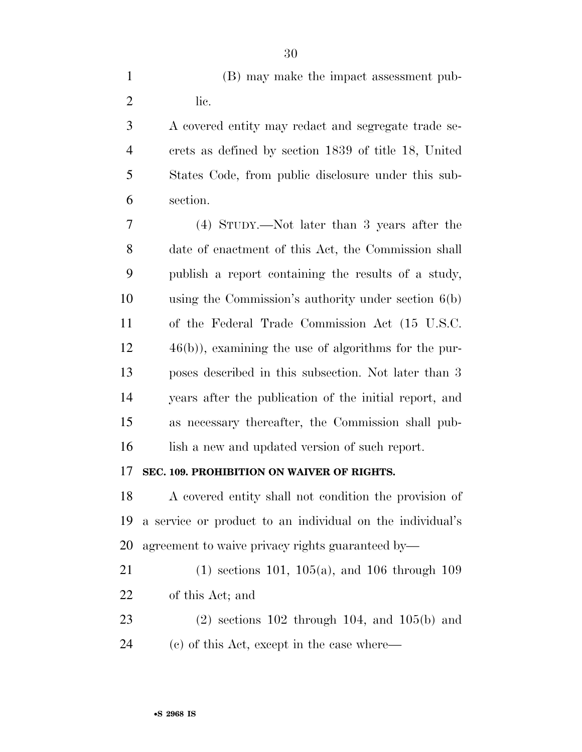(B) may make the impact assessment public.

A covered entity may redact and segregate trade secrets as defined by section 1839 of title 18, United States Code, from public disclosure under this subsection.

(4) STUDY.—Not later than 3 years after the date of enactment of this Act, the Commission shall publish a report containing the results of a study, using the Commission's authority under section 6(b) of the Federal Trade Commission Act (15 U.S.C. 46(b)), examining the use of algorithms for the purposes described in this subsection. Not later than 3 years after the publication of the initial report, and as necessary thereafter, the Commission shall publish a new and updated version of such report.

**SEC. 109. PROHIBITION ON WAIVER OF RIGHTS.**

A covered entity shall not condition the provision of a service or product to an individual on the individual's agreement to waive privacy rights guaranteed by—

(1) sections 101, 105(a), and 106 through 109 of this Act; and

(2) sections 102 through 104, and 105(b) and (c) of this Act, except in the case where—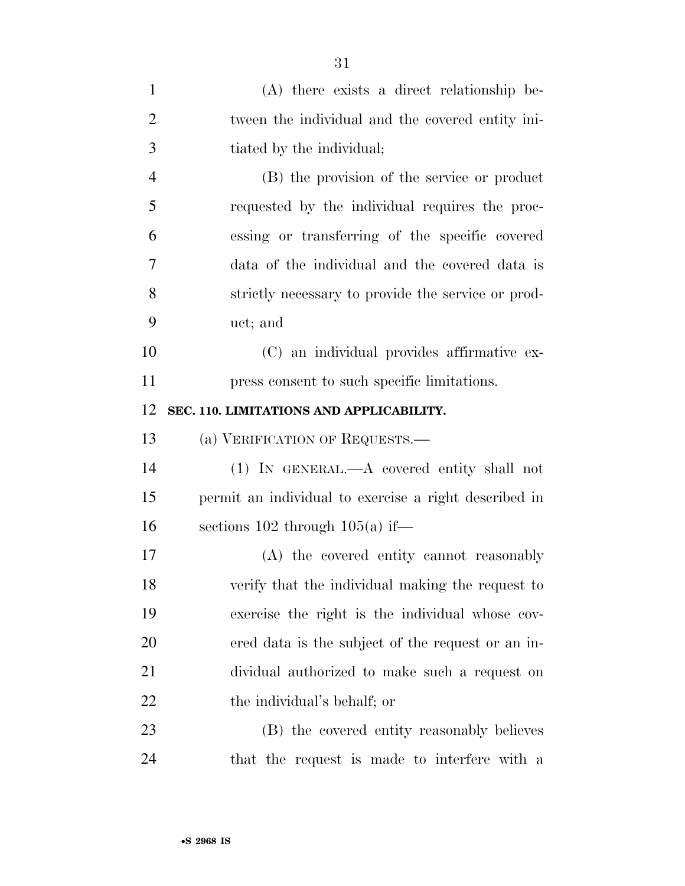(A) there exists a direct relationship between the individual and the covered entity initiated by the individual;

(B) the provision of the service or product requested by the individual requires the processing or transferring of the specific covered data of the individual and the covered data is strictly necessary to provide the service or product; and

(C) an individual provides affirmative express consent to such specific limitations.

## SEC. 110. LIMITATIONS AND APPLICABILITY.

(a) VERIFICATION OF REQUESTS.—

(1) IN GENERAL.—A covered entity shall not permit an individual to exercise a right described in sections 102 through 105(a) if—

(A) the covered entity cannot reasonably verify that the individual making the request to exercise the right is the individual whose covered data is the subject of the request or an individual authorized to make such a request on the individual's behalf; or

(B) the covered entity reasonably believes that the request is made to interfere with a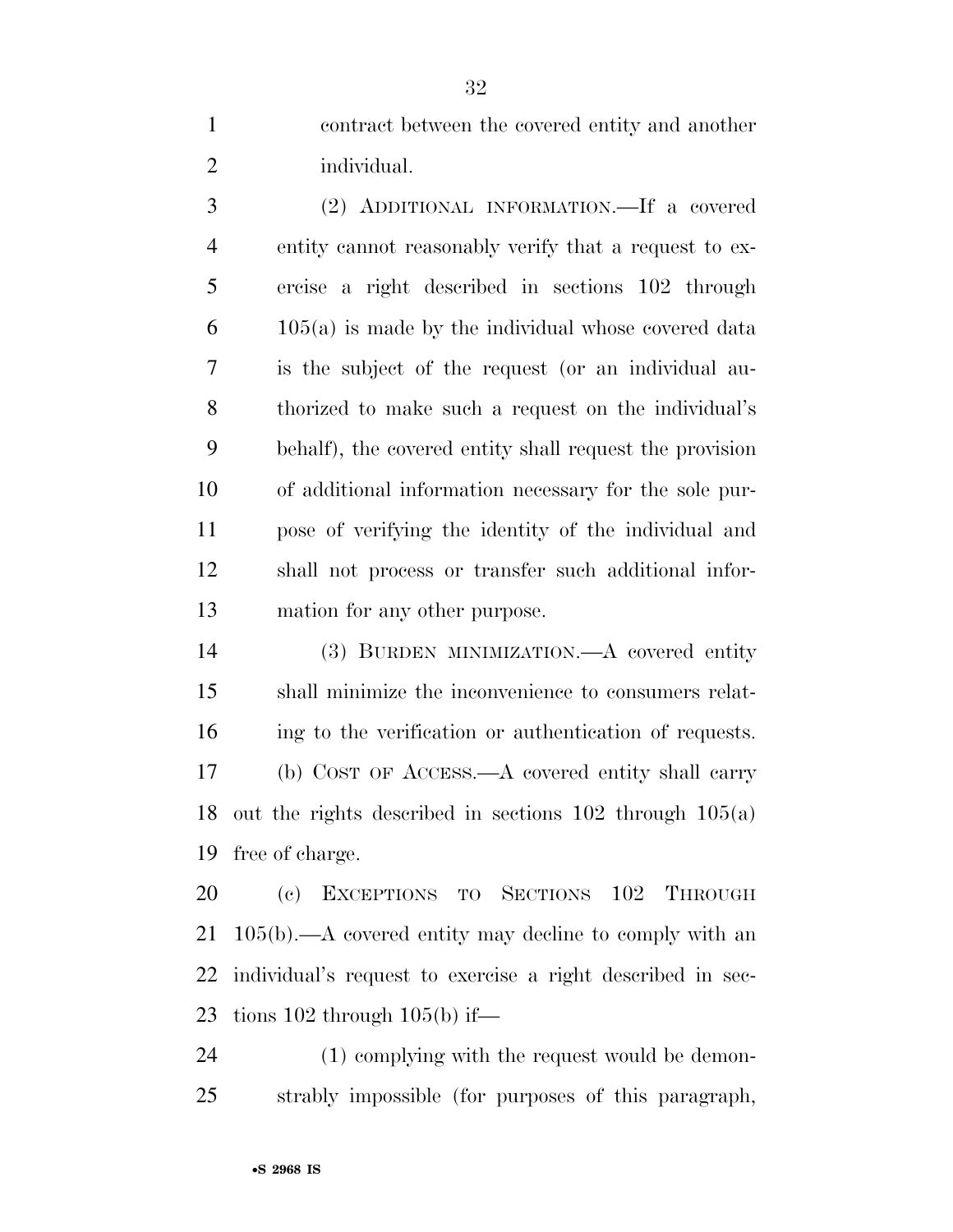contract between the covered entity and another individual.

(2) ADDITIONAL INFORMATION.—If a covered entity cannot reasonably verify that a request to exercise a right described in sections 102 through 105(a) is made by the individual whose covered data is the subject of the request (or an individual authorized to make such a request on the individual's behalf), the covered entity shall request the provision of additional information necessary for the sole purpose of verifying the identity of the individual and shall not process or transfer such additional information for any other purpose.

(3) BURDEN MINIMIZATION.—A covered entity shall minimize the inconvenience to consumers relating to the verification or authentication of requests.

(b) COST OF ACCESS.—A covered entity shall carry out the rights described in sections 102 through 105(a) free of charge.

(c) EXCEPTIONS TO SECTIONS 102 THROUGH 105(b).—A covered entity may decline to comply with an individual's request to exercise a right described in sections 102 through 105(b) if—

(1) complying with the request would be demonstrably impossible (for purposes of this paragraph,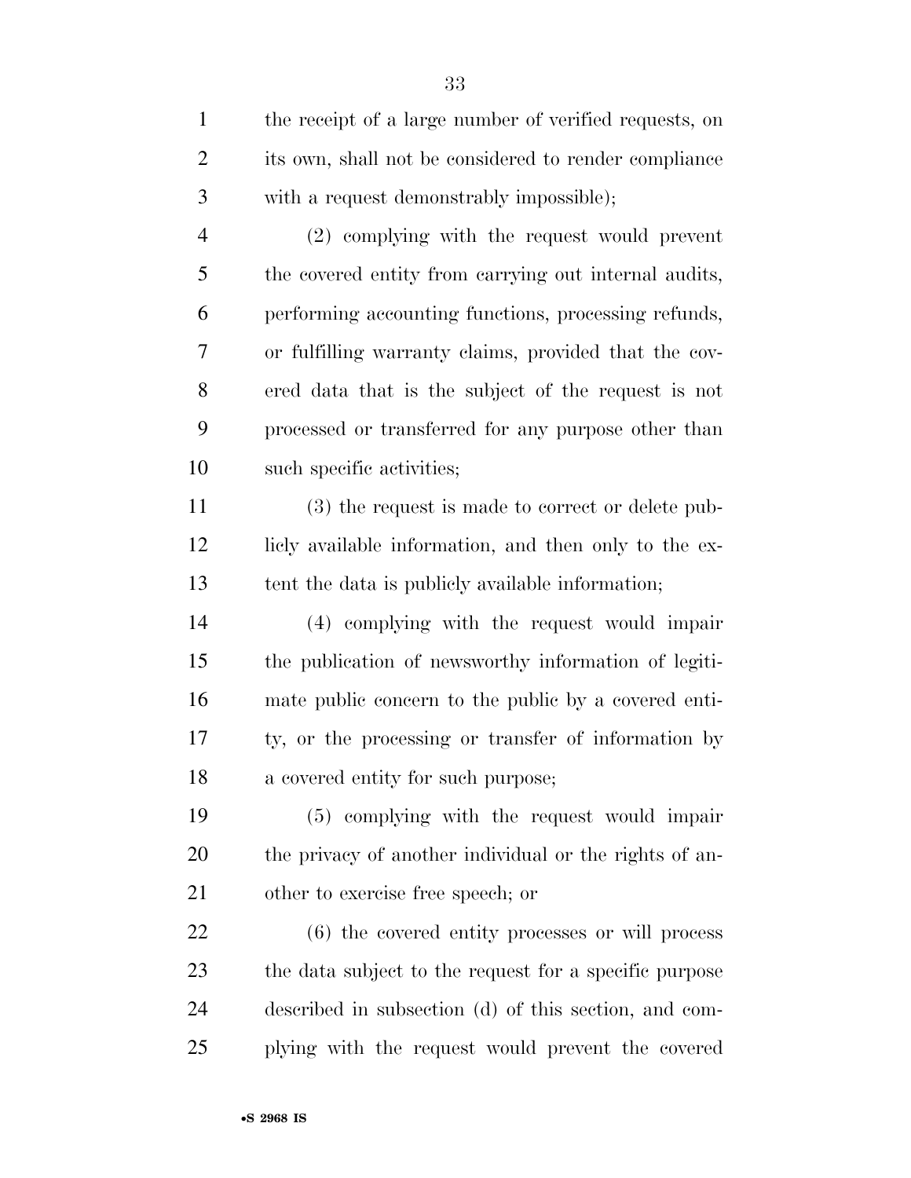the receipt of a large number of verified requests, on its own, shall not be considered to render compliance with a request demonstrably impossible);

(2) complying with the request would prevent the covered entity from carrying out internal audits, performing accounting functions, processing refunds, or fulfilling warranty claims, provided that the covered data that is the subject of the request is not processed or transferred for any purpose other than such specific activities;

(3) the request is made to correct or delete publicly available information, and then only to the extent the data is publicly available information;

(4) complying with the request would impair the publication of newsworthy information of legitimate public concern to the public by a covered entity, or the processing or transfer of information by a covered entity for such purpose;

(5) complying with the request would impair the privacy of another individual or the rights of another to exercise free speech; or

(6) the covered entity processes or will process the data subject to the request for a specific purpose described in subsection (d) of this section, and complying with the request would prevent the covered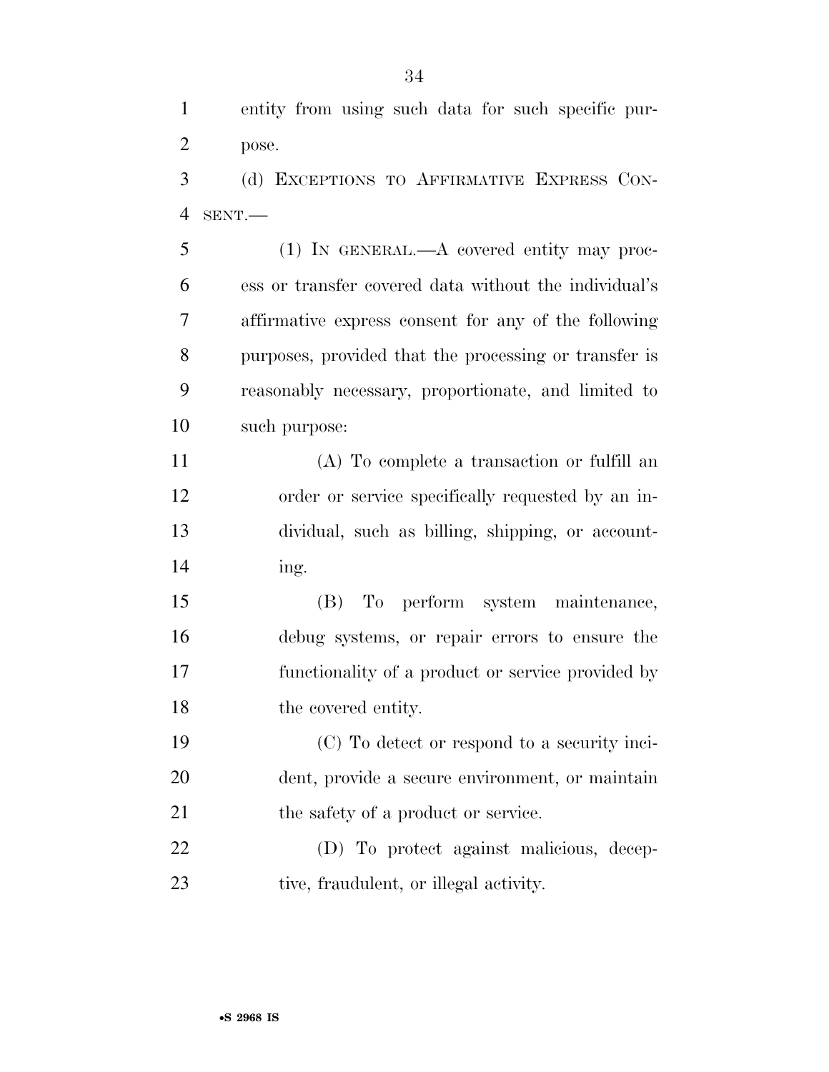entity from using such data for such specific purpose.

(d) EXCEPTIONS TO AFFIRMATIVE EXPRESS CONSENT.—

(1) IN GENERAL.—A covered entity may process or transfer covered data without the individual's affirmative express consent for any of the following purposes, provided that the processing or transfer is reasonably necessary, proportionate, and limited to such purpose:

(A) To complete a transaction or fulfill an order or service specifically requested by an individual, such as billing, shipping, or accounting.

(B) To perform system maintenance, debug systems, or repair errors to ensure the functionality of a product or service provided by the covered entity.

(C) To detect or respond to a security incident, provide a secure environment, or maintain the safety of a product or service.

(D) To protect against malicious, deceptive, fraudulent, or illegal activity.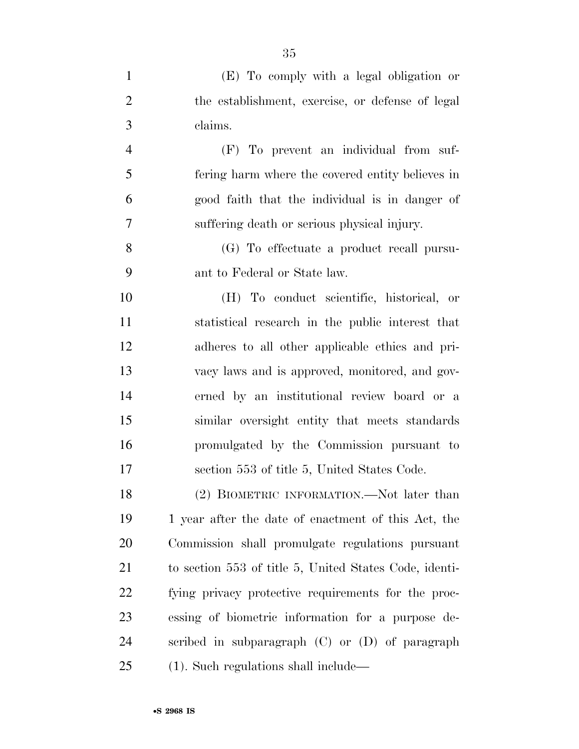(E) To comply with a legal obligation or the establishment, exercise, or defense of legal claims.

(F) To prevent an individual from suffering harm where the covered entity believes in good faith that the individual is in danger of suffering death or serious physical injury.

(G) To effectuate a product recall pursuant to Federal or State law.

(H) To conduct scientific, historical, or statistical research in the public interest that adheres to all other applicable ethics and privacy laws and is approved, monitored, and governed by an institutional review board or a similar oversight entity that meets standards promulgated by the Commission pursuant to section 553 of title 5, United States Code.

(2) BIOMETRIC INFORMATION.—Not later than 1 year after the date of enactment of this Act, the Commission shall promulgate regulations pursuant to section 553 of title 5, United States Code, identifying privacy protective requirements for the processing of biometric information for a purpose described in subparagraph (C) or (D) of paragraph (1). Such regulations shall include—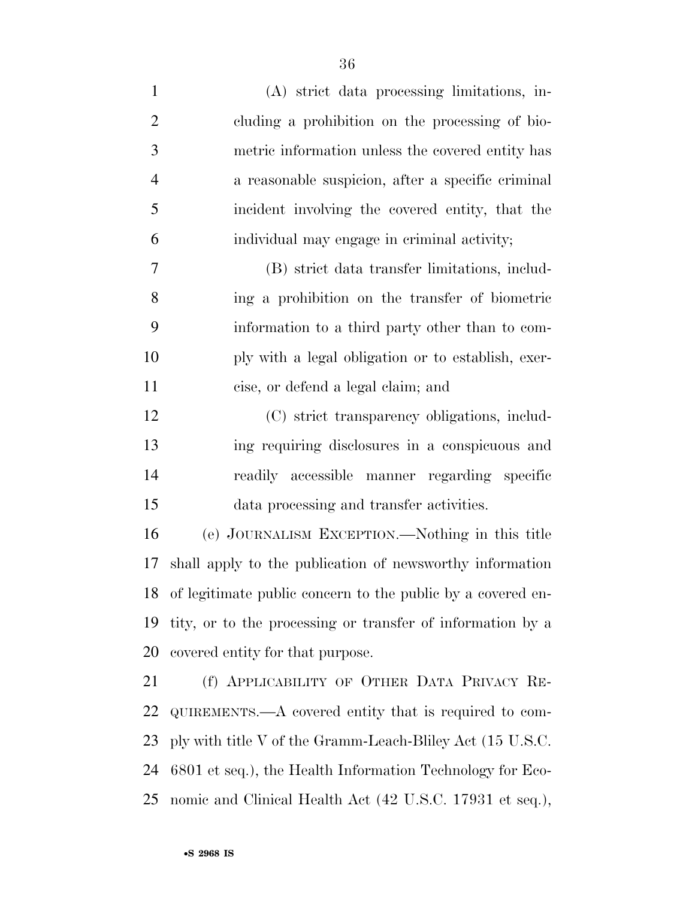(A) strict data processing limitations, including a prohibition on the processing of biometric information unless the covered entity has a reasonable suspicion, after a specific criminal incident involving the covered entity, that the individual may engage in criminal activity;

(B) strict data transfer limitations, including a prohibition on the transfer of biometric information to a third party other than to comply with a legal obligation or to establish, exercise, or defend a legal claim; and

(C) strict transparency obligations, including requiring disclosures in a conspicuous and readily accessible manner regarding specific data processing and transfer activities.

(e) JOURNALISM EXCEPTION.—Nothing in this title shall apply to the publication of newsworthy information of legitimate public concern to the public by a covered entity, or to the processing or transfer of information by a covered entity for that purpose.

(f) APPLICABILITY OF OTHER DATA PRIVACY REQUIREMENTS.—A covered entity that is required to comply with title V of the Gramm-Leach-Bliley Act (15 U.S.C. 6801 et seq.), the Health Information Technology for Economic and Clinical Health Act (42 U.S.C. 17931 et seq.),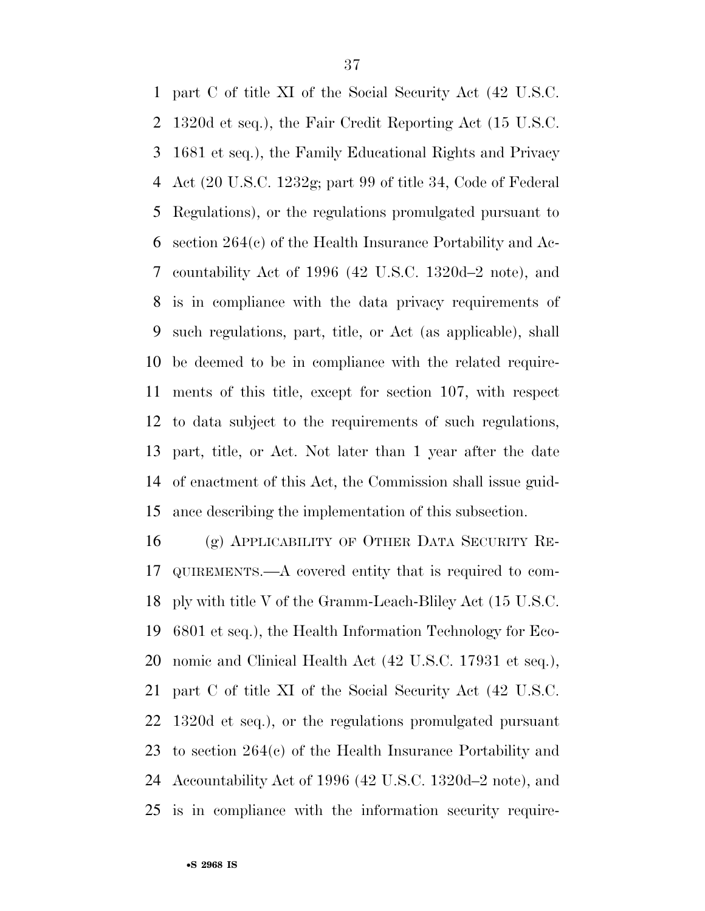part C of title XI of the Social Security Act (42 U.S.C. 1320d et seq.), the Fair Credit Reporting Act (15 U.S.C. 1681 et seq.), the Family Educational Rights and Privacy Act (20 U.S.C. 1232g; part 99 of title 34, Code of Federal Regulations), or the regulations promulgated pursuant to section 264(c) of the Health Insurance Portability and Accountability Act of 1996 (42 U.S.C. 1320d–2 note), and is in compliance with the data privacy requirements of such regulations, part, title, or Act (as applicable), shall be deemed to be in compliance with the related requirements of this title, except for section 107, with respect to data subject to the requirements of such regulations, part, title, or Act. Not later than 1 year after the date of enactment of this Act, the Commission shall issue guidance describing the implementation of this subsection.

(g) APPLICABILITY OF OTHER DATA SECURITY REQUIREMENTS.—A covered entity that is required to comply with title V of the Gramm-Leach-Bliley Act (15 U.S.C. 6801 et seq.), the Health Information Technology for Economic and Clinical Health Act (42 U.S.C. 17931 et seq.), part C of title XI of the Social Security Act (42 U.S.C. 1320d et seq.), or the regulations promulgated pursuant to section 264(c) of the Health Insurance Portability and Accountability Act of 1996 (42 U.S.C. 1320d–2 note), and is in compliance with the information security require-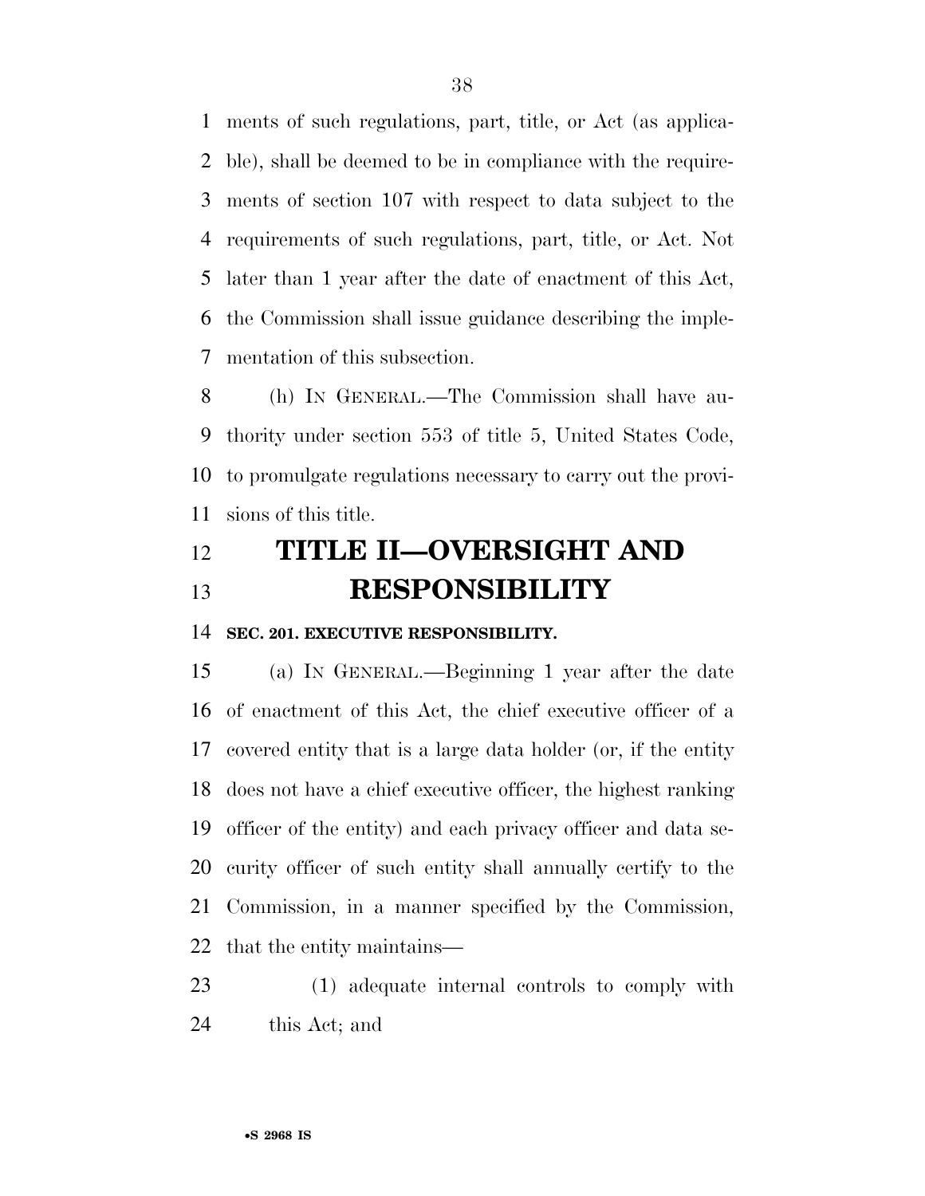ments of such regulations, part, title, or Act (as applicable), shall be deemed to be in compliance with the requirements of section 107 with respect to data subject to the requirements of such regulations, part, title, or Act. Not later than 1 year after the date of enactment of this Act, the Commission shall issue guidance describing the implementation of this subsection.

(h) IN GENERAL.—The Commission shall have authority under section 553 of title 5, United States Code, to promulgate regulations necessary to carry out the provisions of this title.

# TITLE II—OVERSIGHT AND RESPONSIBILITY

### SEC. 201. EXECUTIVE RESPONSIBILITY.

(a) IN GENERAL.—Beginning 1 year after the date of enactment of this Act, the chief executive officer of a covered entity that is a large data holder (or, if the entity does not have a chief executive officer, the highest ranking officer of the entity) and each privacy officer and data security officer of such entity shall annually certify to the Commission, in a manner specified by the Commission, that the entity maintains—

(1) adequate internal controls to comply with this Act; and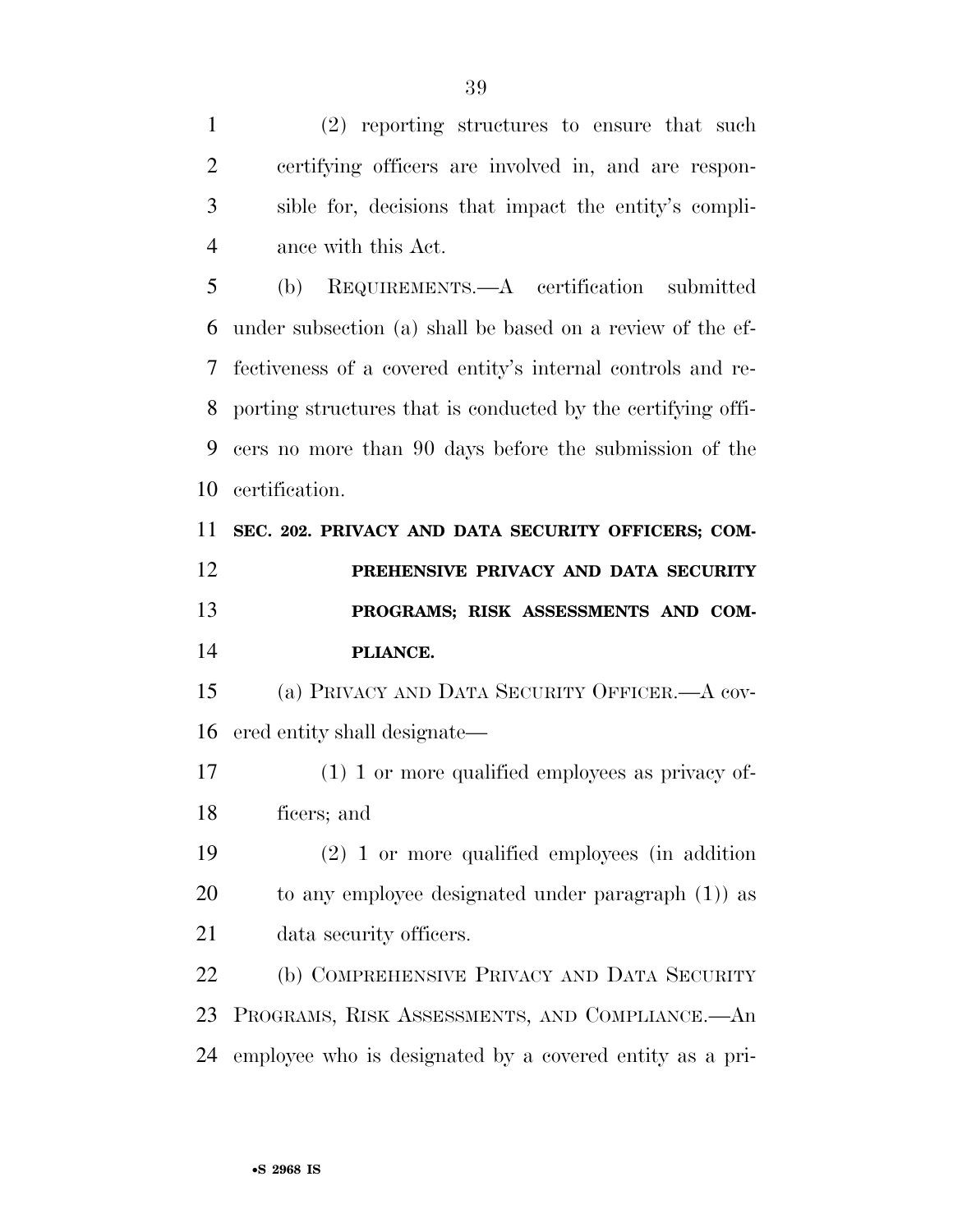(2) reporting structures to ensure that such certifying officers are involved in, and are responsible for, decisions that impact the entity's compliance with this Act.

(b) REQUIREMENTS.—A certification submitted under subsection (a) shall be based on a review of the effectiveness of a covered entity's internal controls and reporting structures that is conducted by the certifying officers no more than 90 days before the submission of the certification.

**SEC. 202. PRIVACY AND DATA SECURITY OFFICERS; COMPREHENSIVE PRIVACY AND DATA SECURITY PROGRAMS; RISK ASSESSMENTS AND COMPLIANCE.**

(a) PRIVACY AND DATA SECURITY OFFICER.—A covered entity shall designate—

(1) 1 or more qualified employees as privacy officers; and

(2) 1 or more qualified employees (in addition to any employee designated under paragraph (1)) as data security officers.

(b) COMPREHENSIVE PRIVACY AND DATA SECURITY PROGRAMS, RISK ASSESSMENTS, AND COMPLIANCE.—An employee who is designated by a covered entity as a pri-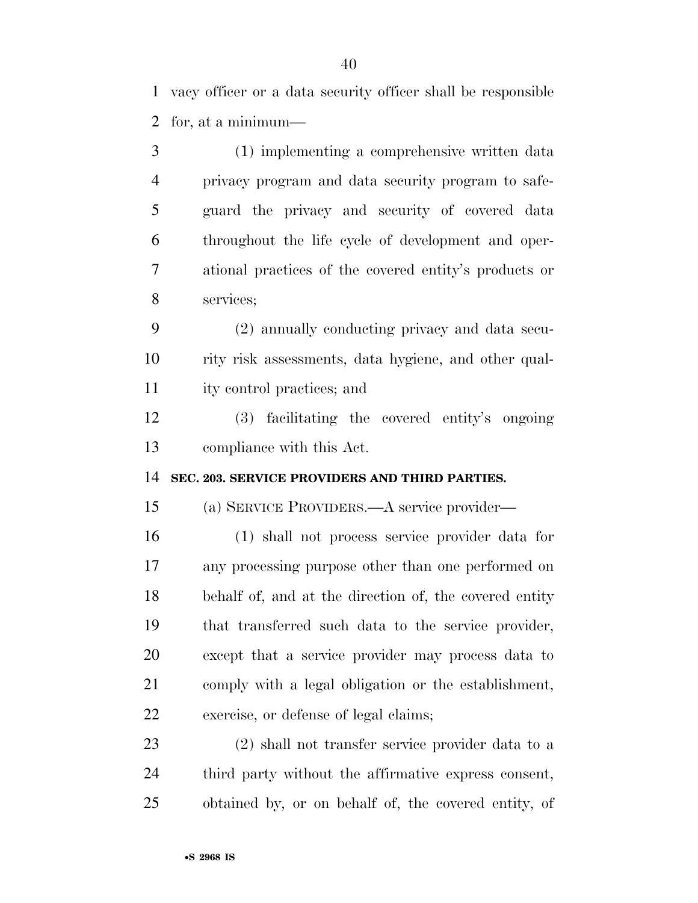vacy officer or a data security officer shall be responsible for, at a minimum—

(1) implementing a comprehensive written data privacy program and data security program to safeguard the privacy and security of covered data throughout the life cycle of development and operational practices of the covered entity's products or services;

(2) annually conducting privacy and data security risk assessments, data hygiene, and other quality control practices; and

(3) facilitating the covered entity's ongoing compliance with this Act.

**SEC. 203. SERVICE PROVIDERS AND THIRD PARTIES.**

(a) SERVICE PROVIDERS.—A service provider—

(1) shall not process service provider data for any processing purpose other than one performed on behalf of, and at the direction of, the covered entity that transferred such data to the service provider, except that a service provider may process data to comply with a legal obligation or the establishment, exercise, or defense of legal claims;

(2) shall not transfer service provider data to a third party without the affirmative express consent, obtained by, or on behalf of, the covered entity, of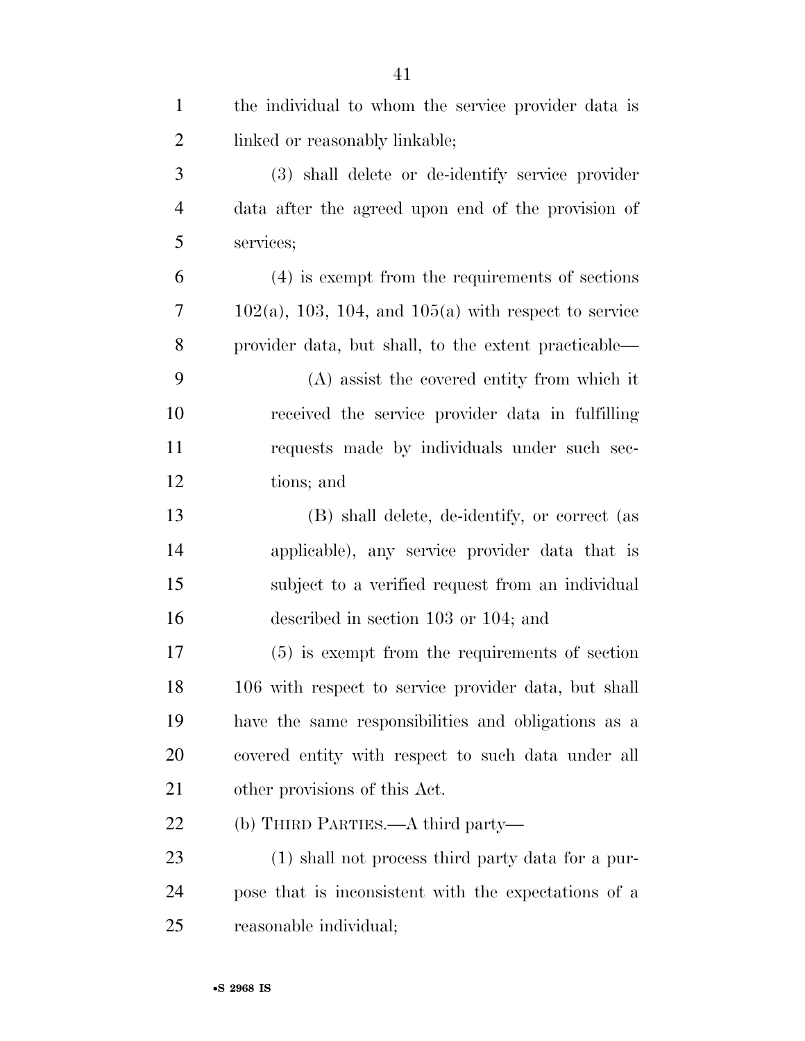the individual to whom the service provider data is linked or reasonably linkable;

(3) shall delete or de-identify service provider data after the agreed upon end of the provision of services;

(4) is exempt from the requirements of sections 102(a), 103, 104, and 105(a) with respect to service provider data, but shall, to the extent practicable—

(A) assist the covered entity from which it received the service provider data in fulfilling requests made by individuals under such sections; and

(B) shall delete, de-identify, or correct (as applicable), any service provider data that is subject to a verified request from an individual described in section 103 or 104; and

(5) is exempt from the requirements of section 106 with respect to service provider data, but shall have the same responsibilities and obligations as a covered entity with respect to such data under all other provisions of this Act.

(b) THIRD PARTIES.—A third party—

(1) shall not process third party data for a purpose that is inconsistent with the expectations of a reasonable individual;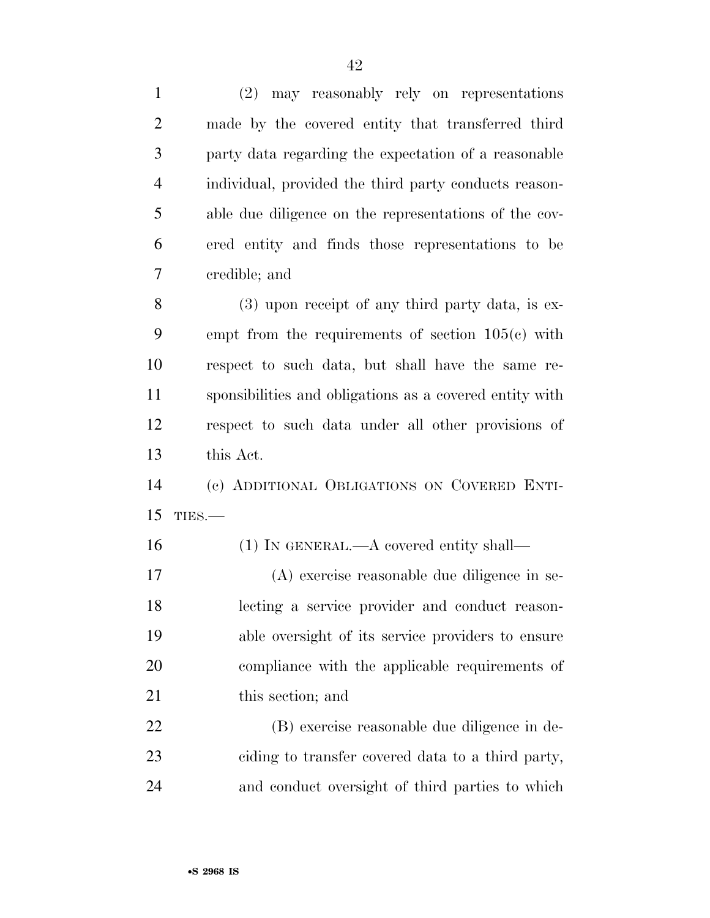(2) may reasonably rely on representations made by the covered entity that transferred third party data regarding the expectation of a reasonable individual, provided the third party conducts reasonable due diligence on the representations of the covered entity and finds those representations to be credible; and

(3) upon receipt of any third party data, is exempt from the requirements of section 105(c) with respect to such data, but shall have the same responsibilities and obligations as a covered entity with respect to such data under all other provisions of this Act.

(c) ADDITIONAL OBLIGATIONS ON COVERED ENTITIES.—

(1) IN GENERAL.—A covered entity shall—

(A) exercise reasonable due diligence in selecting a service provider and conduct reasonable oversight of its service providers to ensure compliance with the applicable requirements of this section; and

(B) exercise reasonable due diligence in deciding to transfer covered data to a third party, and conduct oversight of third parties to which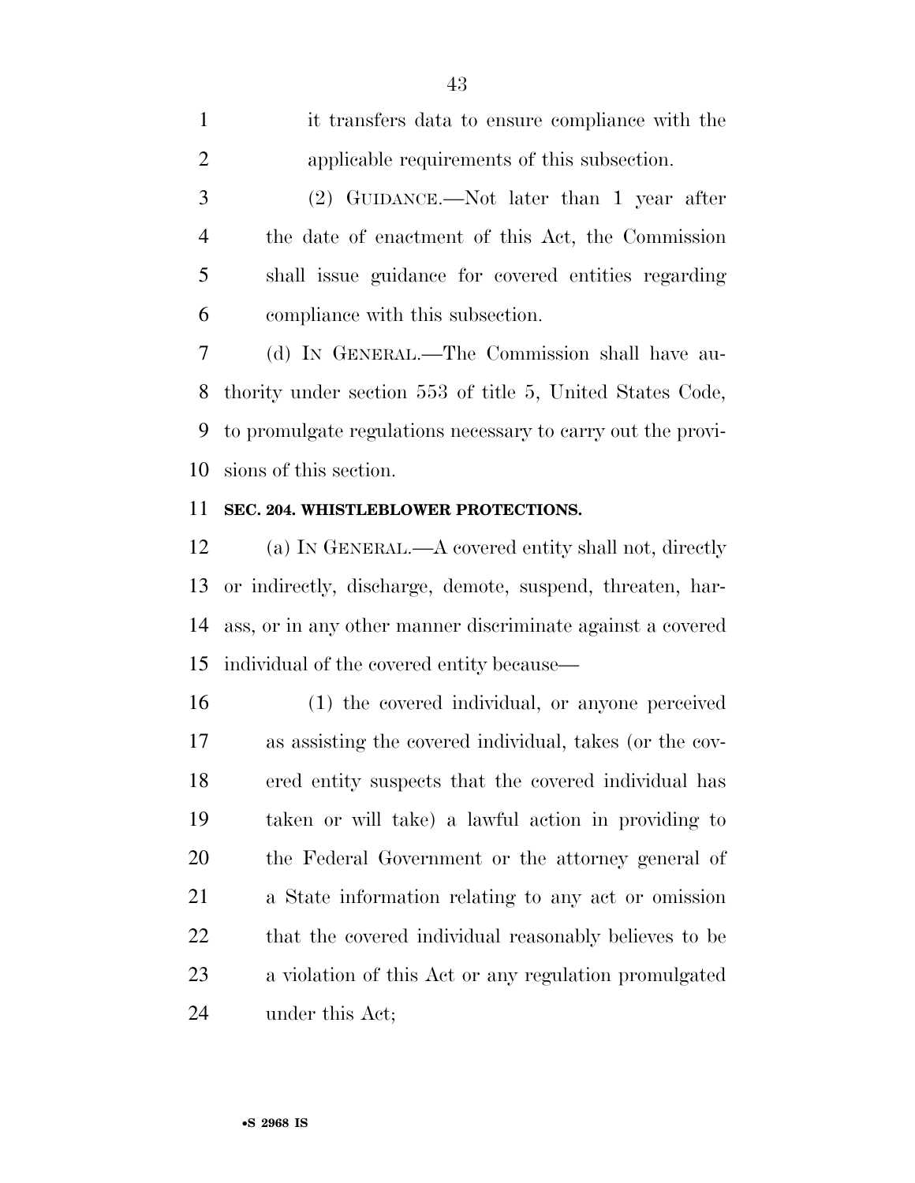it transfers data to ensure compliance with the applicable requirements of this subsection.

(2) GUIDANCE.—Not later than 1 year after the date of enactment of this Act, the Commission shall issue guidance for covered entities regarding compliance with this subsection.

(d) IN GENERAL.—The Commission shall have authority under section 553 of title 5, United States Code, to promulgate regulations necessary to carry out the provisions of this section.

**SEC. 204. WHISTLEBLOWER PROTECTIONS.**

(a) IN GENERAL.—A covered entity shall not, directly or indirectly, discharge, demote, suspend, threaten, harass, or in any other manner discriminate against a covered individual of the covered entity because—

(1) the covered individual, or anyone perceived as assisting the covered individual, takes (or the covered entity suspects that the covered individual has taken or will take) a lawful action in providing to the Federal Government or the attorney general of a State information relating to any act or omission that the covered individual reasonably believes to be a violation of this Act or any regulation promulgated under this Act;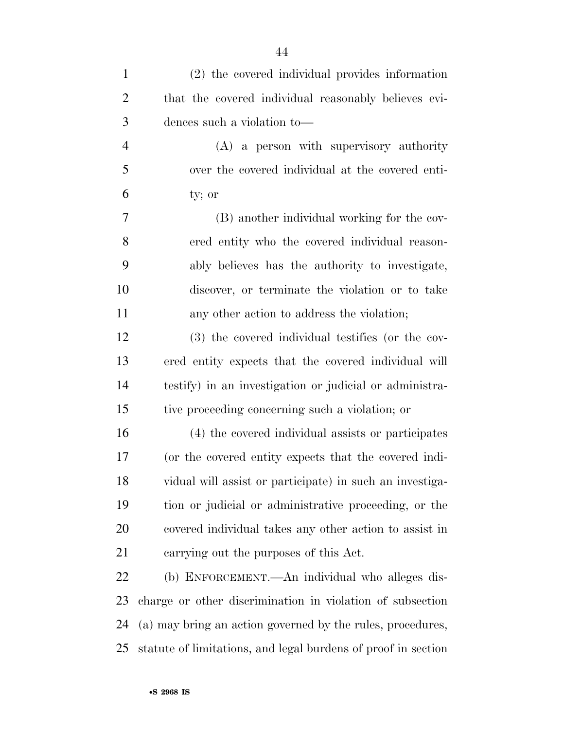(2) the covered individual provides information that the covered individual reasonably believes evidences such a violation to—

(A) a person with supervisory authority over the covered individual at the covered entity; or

(B) another individual working for the covered entity who the covered individual reasonably believes has the authority to investigate, discover, or terminate the violation or to take any other action to address the violation;

(3) the covered individual testifies (or the covered entity expects that the covered individual will testify) in an investigation or judicial or administrative proceeding concerning such a violation; or

(4) the covered individual assists or participates (or the covered entity expects that the covered individual will assist or participate) in such an investigation or judicial or administrative proceeding, or the covered individual takes any other action to assist in carrying out the purposes of this Act.

(b) ENFORCEMENT.—An individual who alleges discharge or other discrimination in violation of subsection (a) may bring an action governed by the rules, procedures, statute of limitations, and legal burdens of proof in section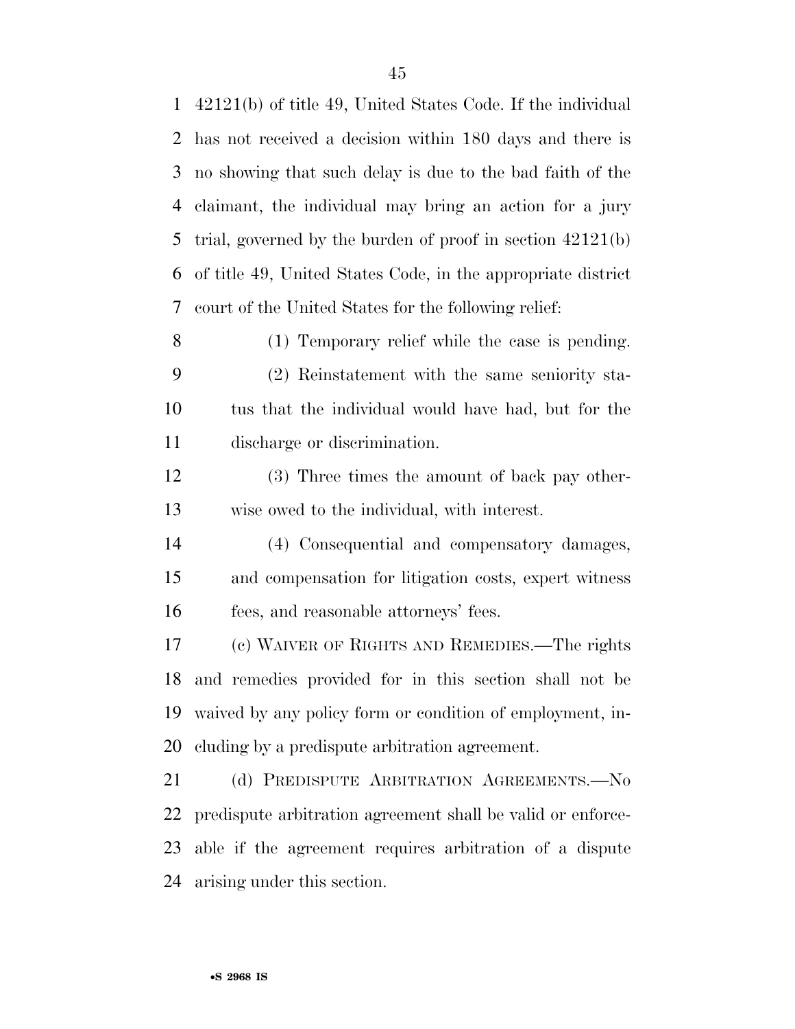42121(b) of title 49, United States Code. If the individual has not received a decision within 180 days and there is no showing that such delay is due to the bad faith of the claimant, the individual may bring an action for a jury trial, governed by the burden of proof in section 42121(b) of title 49, United States Code, in the appropriate district court of the United States for the following relief:

(1) Temporary relief while the case is pending.

(2) Reinstatement with the same seniority status that the individual would have had, but for the discharge or discrimination.

(3) Three times the amount of back pay otherwise owed to the individual, with interest.

(4) Consequential and compensatory damages, and compensation for litigation costs, expert witness fees, and reasonable attorneys' fees.

(c) WAIVER OF RIGHTS AND REMEDIES.—The rights and remedies provided for in this section shall not be waived by any policy form or condition of employment, including by a predispute arbitration agreement.

(d) PREDISPUTE ARBITRATION AGREEMENTS.—No predispute arbitration agreement shall be valid or enforceable if the agreement requires arbitration of a dispute arising under this section.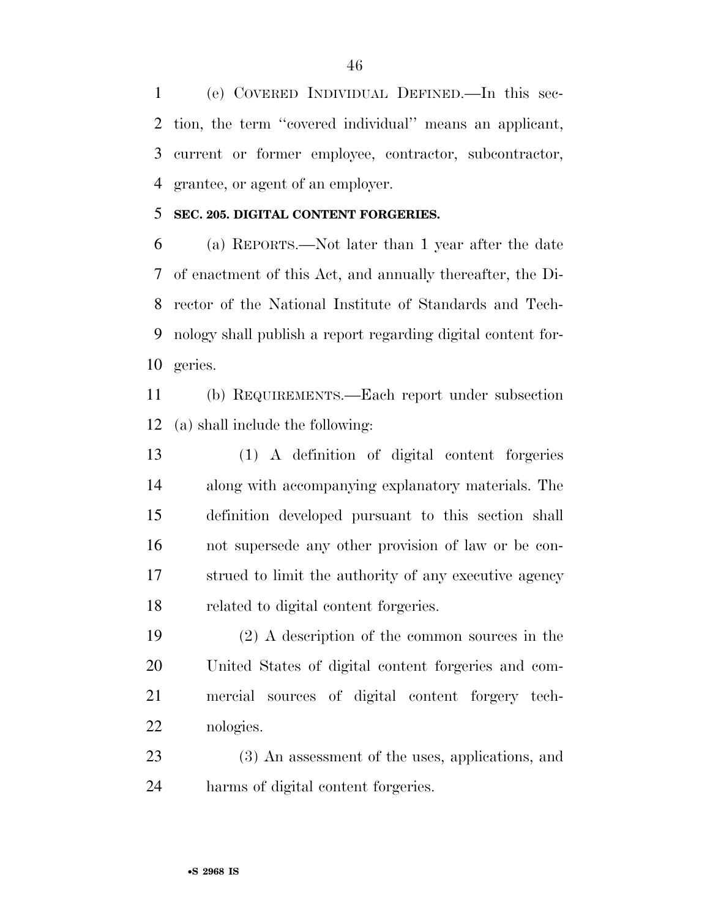(e) COVERED INDIVIDUAL DEFINED.—In this section, the term ''covered individual'' means an applicant, current or former employee, contractor, subcontractor, grantee, or agent of an employer.

**SEC. 205. DIGITAL CONTENT FORGERIES.**

(a) REPORTS.—Not later than 1 year after the date of enactment of this Act, and annually thereafter, the Director of the National Institute of Standards and Technology shall publish a report regarding digital content forgeries.

(b) REQUIREMENTS.—Each report under subsection (a) shall include the following:

(1) A definition of digital content forgeries along with accompanying explanatory materials. The definition developed pursuant to this section shall not supersede any other provision of law or be construed to limit the authority of any executive agency related to digital content forgeries.

(2) A description of the common sources in the United States of digital content forgeries and commercial sources of digital content forgery technologies.

(3) An assessment of the uses, applications, and harms of digital content forgeries.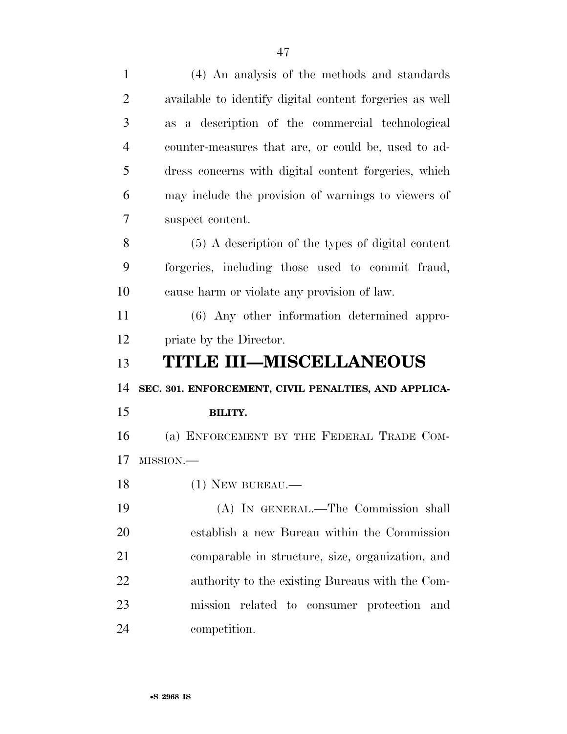(4) An analysis of the methods and standards available to identify digital content forgeries as well as a description of the commercial technological counter-measures that are, or could be, used to address concerns with digital content forgeries, which may include the provision of warnings to viewers of suspect content.

(5) A description of the types of digital content forgeries, including those used to commit fraud, cause harm or violate any provision of law.

(6) Any other information determined appropriate by the Director.

# TITLE III—MISCELLANEOUS

## SEC. 301. ENFORCEMENT, CIVIL PENALTIES, AND APPLICABILITY.

(a) ENFORCEMENT BY THE FEDERAL TRADE COMMISSION.—

(1) NEW BUREAU.—

(A) IN GENERAL.—The Commission shall establish a new Bureau within the Commission comparable in structure, size, organization, and authority to the existing Bureaus with the Commission related to consumer protection and competition.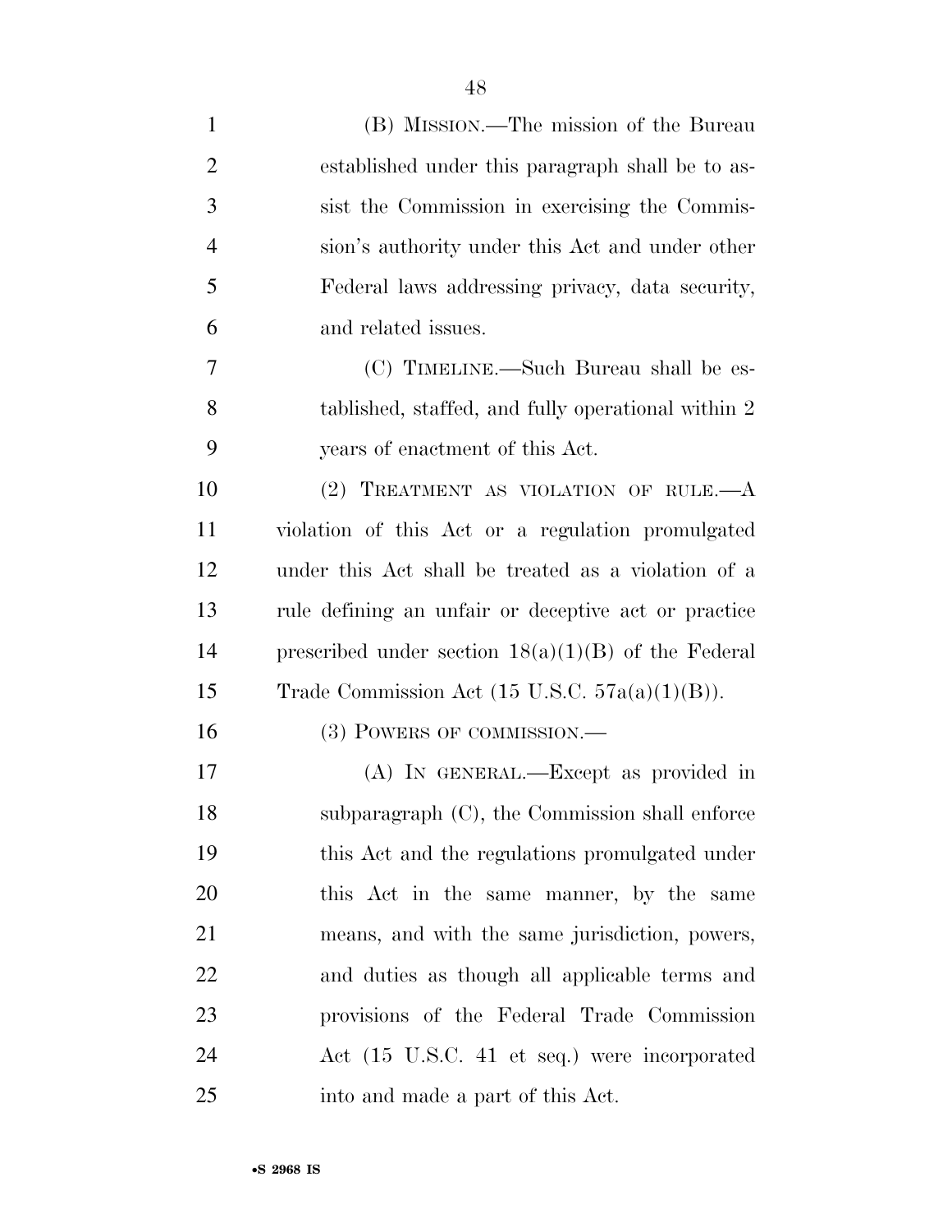(B) MISSION.—The mission of the Bureau established under this paragraph shall be to assist the Commission in exercising the Commission's authority under this Act and under other Federal laws addressing privacy, data security, and related issues.

(C) TIMELINE.—Such Bureau shall be established, staffed, and fully operational within 2 years of enactment of this Act.

(2) TREATMENT AS VIOLATION OF RULE.—A violation of this Act or a regulation promulgated under this Act shall be treated as a violation of a rule defining an unfair or deceptive act or practice prescribed under section 18(a)(1)(B) of the Federal Trade Commission Act (15 U.S.C. 57a(a)(1)(B)).

(3) POWERS OF COMMISSION.—

(A) IN GENERAL.—Except as provided in subparagraph (C), the Commission shall enforce this Act and the regulations promulgated under this Act in the same manner, by the same means, and with the same jurisdiction, powers, and duties as though all applicable terms and provisions of the Federal Trade Commission Act (15 U.S.C. 41 et seq.) were incorporated into and made a part of this Act.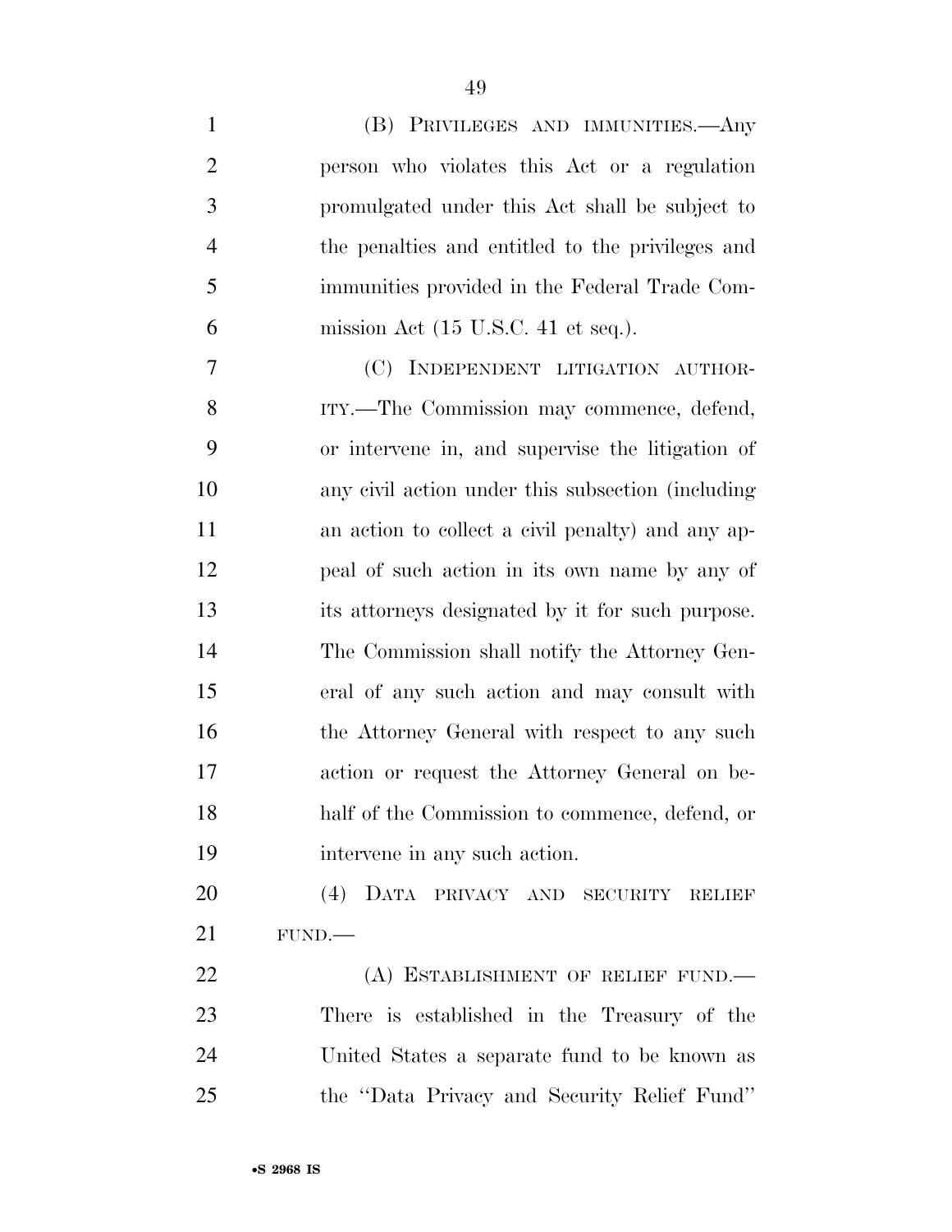(B) PRIVILEGES AND IMMUNITIES.—Any person who violates this Act or a regulation promulgated under this Act shall be subject to the penalties and entitled to the privileges and immunities provided in the Federal Trade Commission Act (15 U.S.C. 41 et seq.).

(C) INDEPENDENT LITIGATION AUTHORITY.—The Commission may commence, defend, or intervene in, and supervise the litigation of any civil action under this subsection (including an action to collect a civil penalty) and any appeal of such action in its own name by any of its attorneys designated by it for such purpose. The Commission shall notify the Attorney General of any such action and may consult with the Attorney General with respect to any such action or request the Attorney General on behalf of the Commission to commence, defend, or intervene in any such action.

(4) DATA PRIVACY AND SECURITY RELIEF FUND.—

(A) ESTABLISHMENT OF RELIEF FUND.—There is established in the Treasury of the United States a separate fund to be known as the "Data Privacy and Security Relief Fund"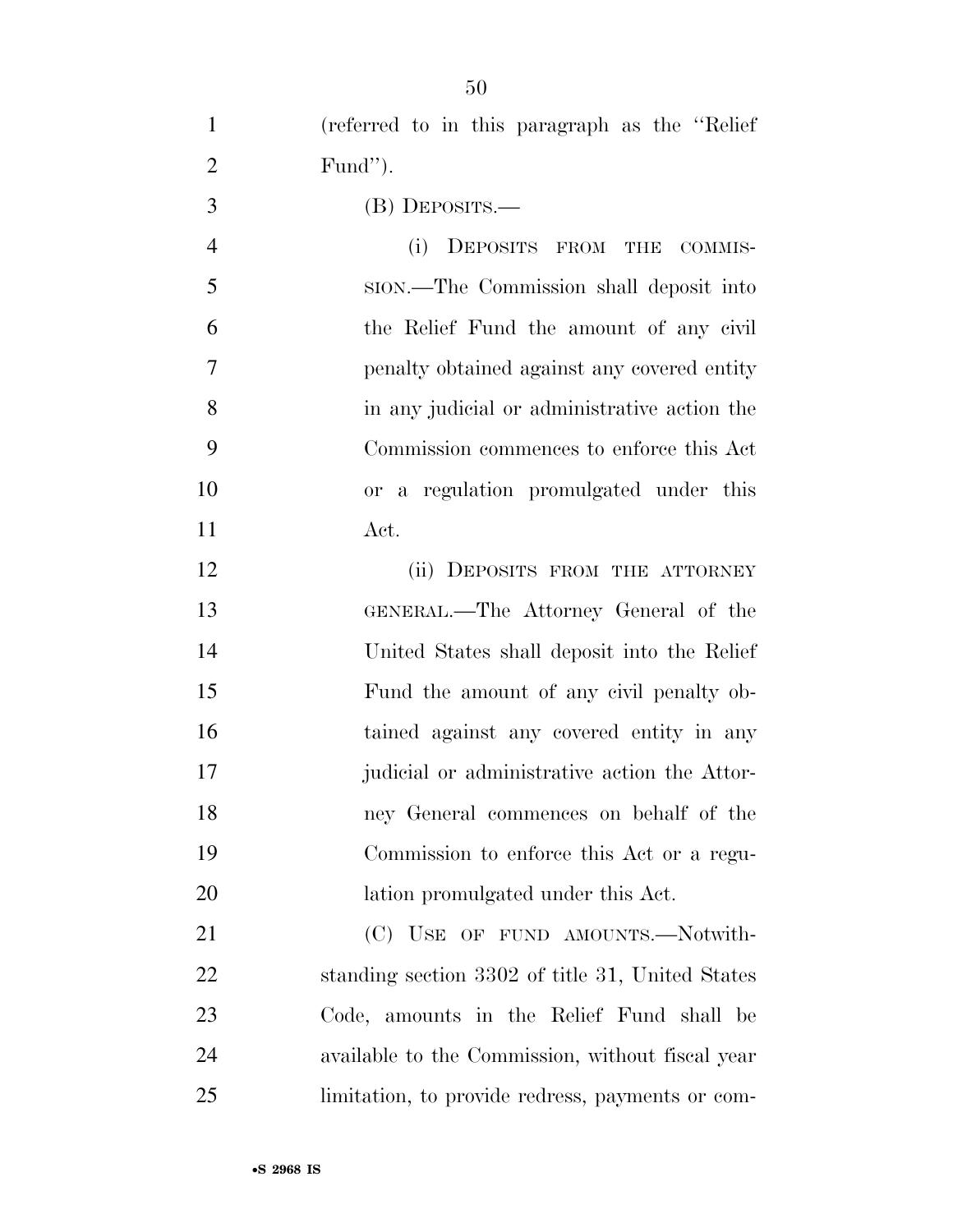(referred to in this paragraph as the "Relief Fund").

(B) DEPOSITS.—

(i) DEPOSITS FROM THE COMMISSION.—The Commission shall deposit into the Relief Fund the amount of any civil penalty obtained against any covered entity in any judicial or administrative action the Commission commences to enforce this Act or a regulation promulgated under this Act.

(ii) DEPOSITS FROM THE ATTORNEY GENERAL.—The Attorney General of the United States shall deposit into the Relief Fund the amount of any civil penalty obtained against any covered entity in any judicial or administrative action the Attorney General commences on behalf of the Commission to enforce this Act or a regulation promulgated under this Act.

(C) USE OF FUND AMOUNTS.—Notwithstanding section 3302 of title 31, United States Code, amounts in the Relief Fund shall be available to the Commission, without fiscal year limitation, to provide redress, payments or com-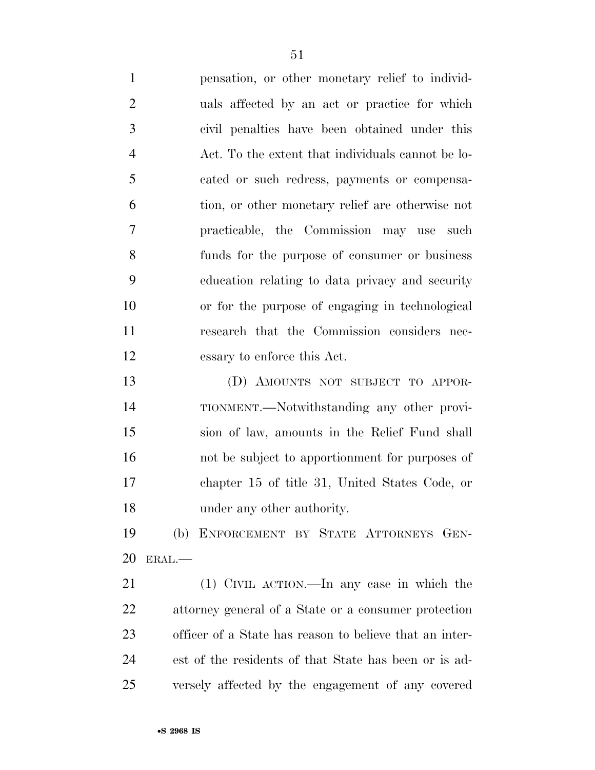pensation, or other monetary relief to individuals affected by an act or practice for which civil penalties have been obtained under this Act. To the extent that individuals cannot be located or such redress, payments or compensation, or other monetary relief are otherwise not practicable, the Commission may use such funds for the purpose of consumer or business education relating to data privacy and security or for the purpose of engaging in technological research that the Commission considers necessary to enforce this Act.

(D) AMOUNTS NOT SUBJECT TO APPORTIONMENT.—Notwithstanding any other provision of law, amounts in the Relief Fund shall not be subject to apportionment for purposes of chapter 15 of title 31, United States Code, or under any other authority.

(b) ENFORCEMENT BY STATE ATTORNEYS GENERAL.—

(1) CIVIL ACTION.—In any case in which the attorney general of a State or a consumer protection officer of a State has reason to believe that an interest of the residents of that State has been or is adversely affected by the engagement of any covered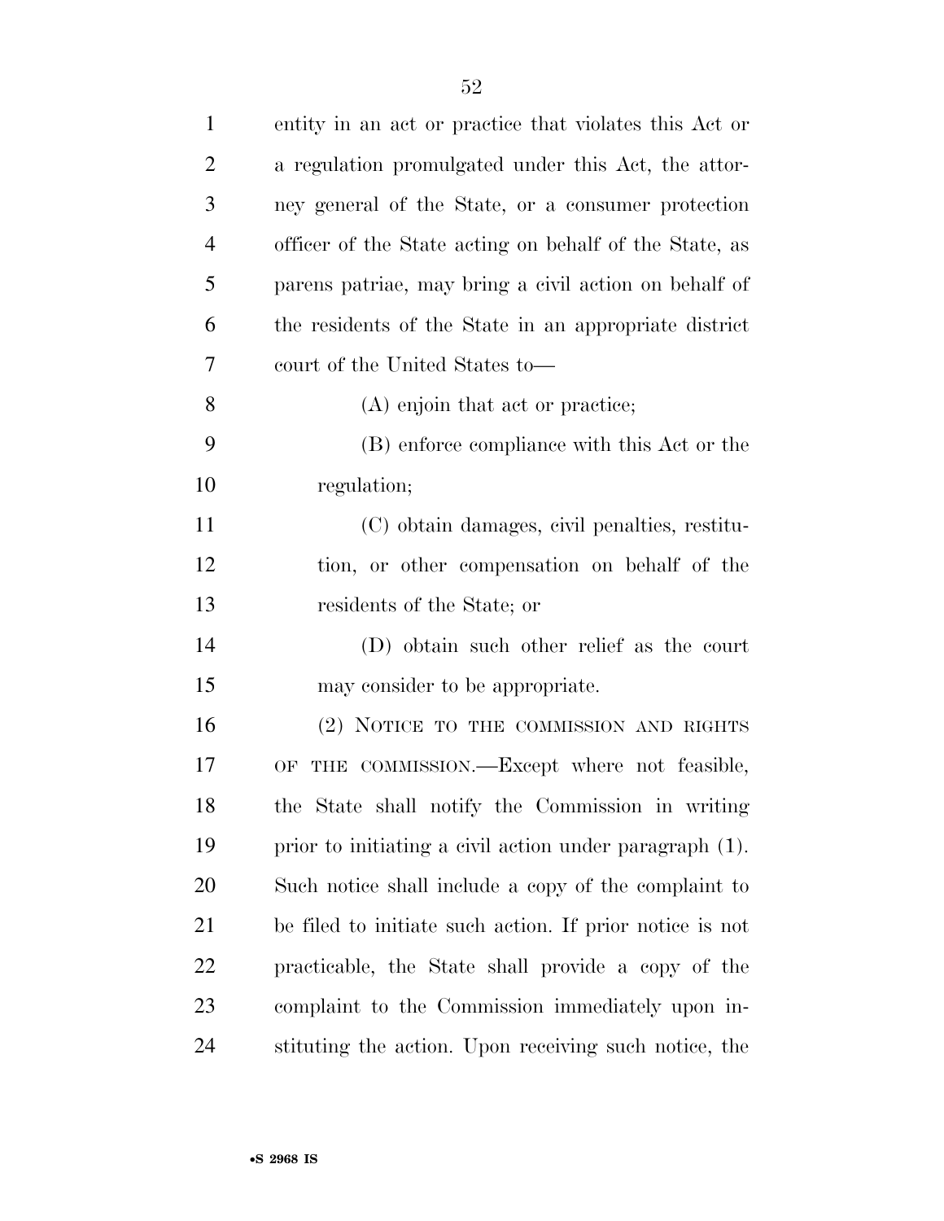entity in an act or practice that violates this Act or a regulation promulgated under this Act, the attorney general of the State, or a consumer protection officer of the State acting on behalf of the State, as parens patriae, may bring a civil action on behalf of the residents of the State in an appropriate district court of the United States to—

(A) enjoin that act or practice;

(B) enforce compliance with this Act or the regulation;

(C) obtain damages, civil penalties, restitution, or other compensation on behalf of the residents of the State; or

(D) obtain such other relief as the court may consider to be appropriate.

(2) NOTICE TO THE COMMISSION AND RIGHTS OF THE COMMISSION.—Except where not feasible, the State shall notify the Commission in writing prior to initiating a civil action under paragraph (1). Such notice shall include a copy of the complaint to be filed to initiate such action. If prior notice is not practicable, the State shall provide a copy of the complaint to the Commission immediately upon instituting the action. Upon receiving such notice, the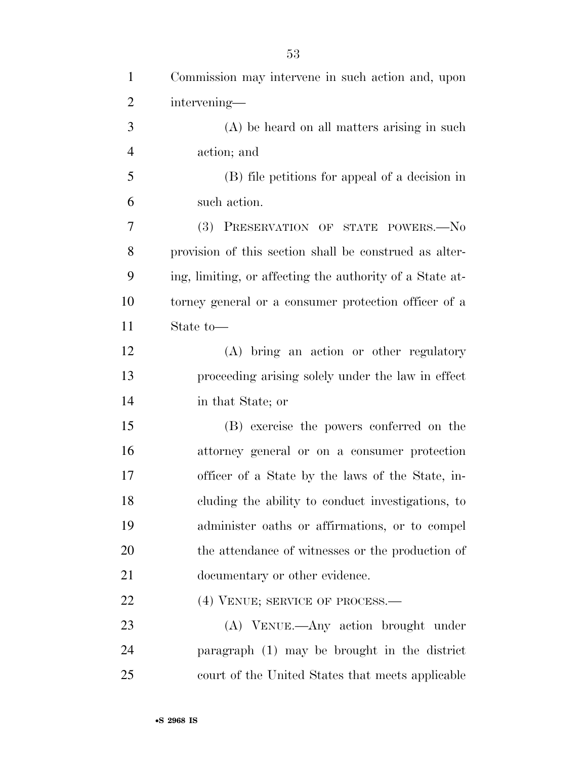Commission may intervene in such action and, upon intervening—

(A) be heard on all matters arising in such action; and

(B) file petitions for appeal of a decision in such action.

(3) PRESERVATION OF STATE POWERS.—No provision of this section shall be construed as altering, limiting, or affecting the authority of a State attorney general or a consumer protection officer of a State to—

(A) bring an action or other regulatory proceeding arising solely under the law in effect in that State; or

(B) exercise the powers conferred on the attorney general or on a consumer protection officer of a State by the laws of the State, including the ability to conduct investigations, to administer oaths or affirmations, or to compel the attendance of witnesses or the production of documentary or other evidence.

(4) VENUE; SERVICE OF PROCESS.—

(A) VENUE.—Any action brought under paragraph (1) may be brought in the district court of the United States that meets applicable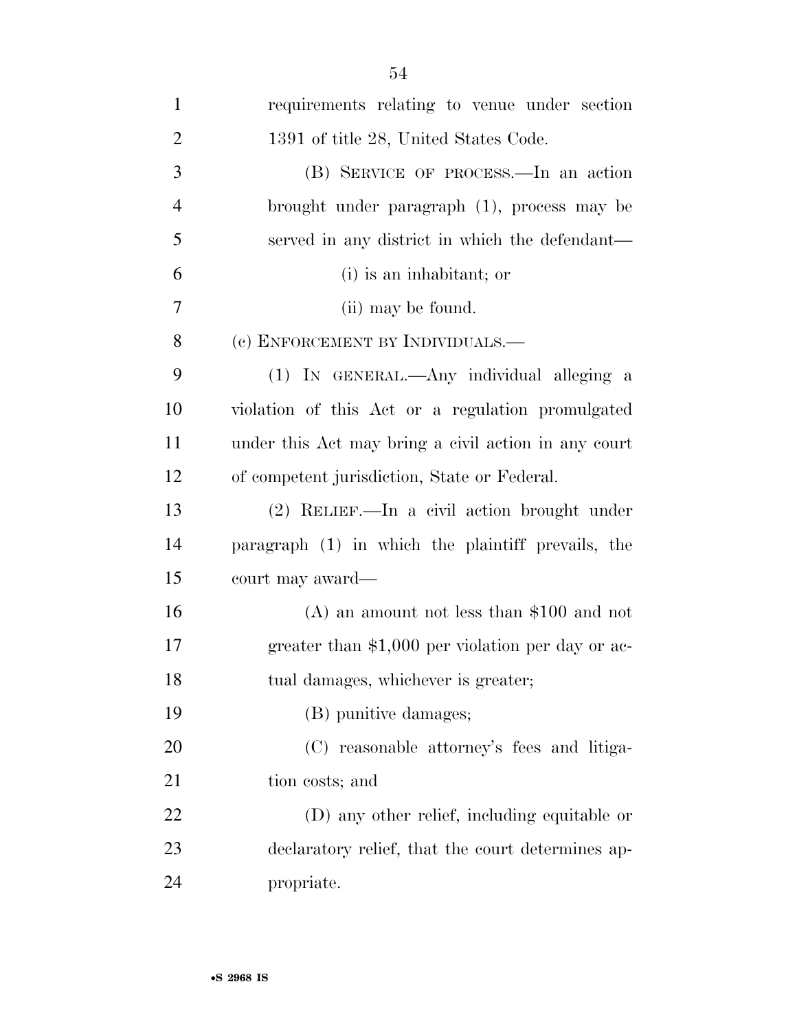requirements relating to venue under section 1391 of title 28, United States Code.

(B) SERVICE OF PROCESS.—In an action brought under paragraph (1), process may be served in any district in which the defendant—

(i) is an inhabitant; or

(ii) may be found.

(c) ENFORCEMENT BY INDIVIDUALS.—

(1) IN GENERAL.—Any individual alleging a violation of this Act or a regulation promulgated under this Act may bring a civil action in any court of competent jurisdiction, State or Federal.

(2) RELIEF.—In a civil action brought under paragraph (1) in which the plaintiff prevails, the court may award—

(A) an amount not less than $100 and not greater than $1,000 per violation per day or actual damages, whichever is greater;

(B) punitive damages;

(C) reasonable attorney's fees and litigation costs; and

(D) any other relief, including equitable or declaratory relief, that the court determines appropriate.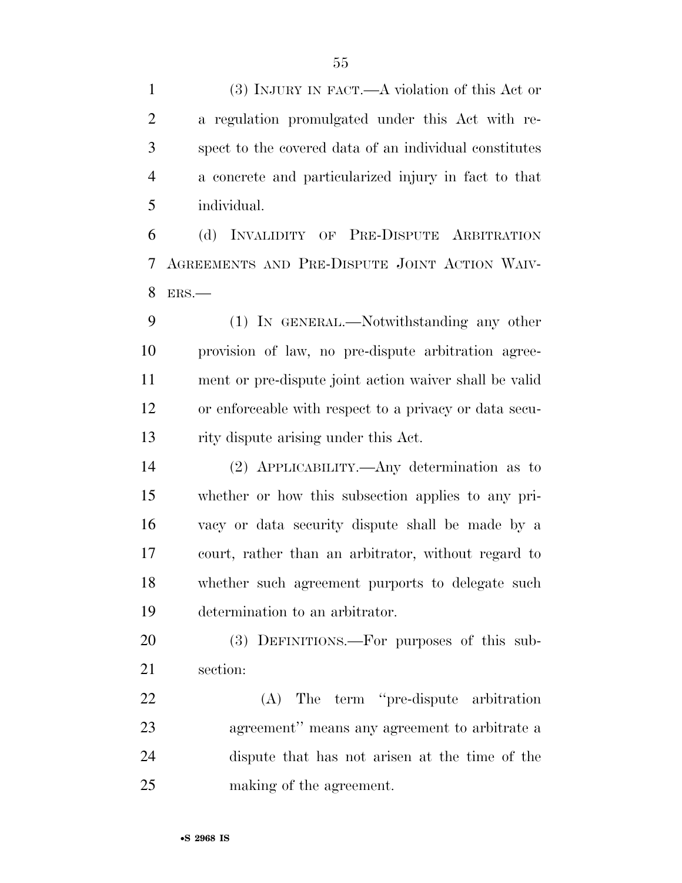(3) INJURY IN FACT.—A violation of this Act or a regulation promulgated under this Act with respect to the covered data of an individual constitutes a concrete and particularized injury in fact to that individual.

(d) INVALIDITY OF PRE-DISPUTE ARBITRATION AGREEMENTS AND PRE-DISPUTE JOINT ACTION WAIVERS.—

(1) IN GENERAL.—Notwithstanding any other provision of law, no pre-dispute arbitration agreement or pre-dispute joint action waiver shall be valid or enforceable with respect to a privacy or data security dispute arising under this Act.

(2) APPLICABILITY.—Any determination as to whether or how this subsection applies to any privacy or data security dispute shall be made by a court, rather than an arbitrator, without regard to whether such agreement purports to delegate such determination to an arbitrator.

(3) DEFINITIONS.—For purposes of this subsection:

(A) The term ''pre-dispute arbitration agreement'' means any agreement to arbitrate a dispute that has not arisen at the time of the making of the agreement.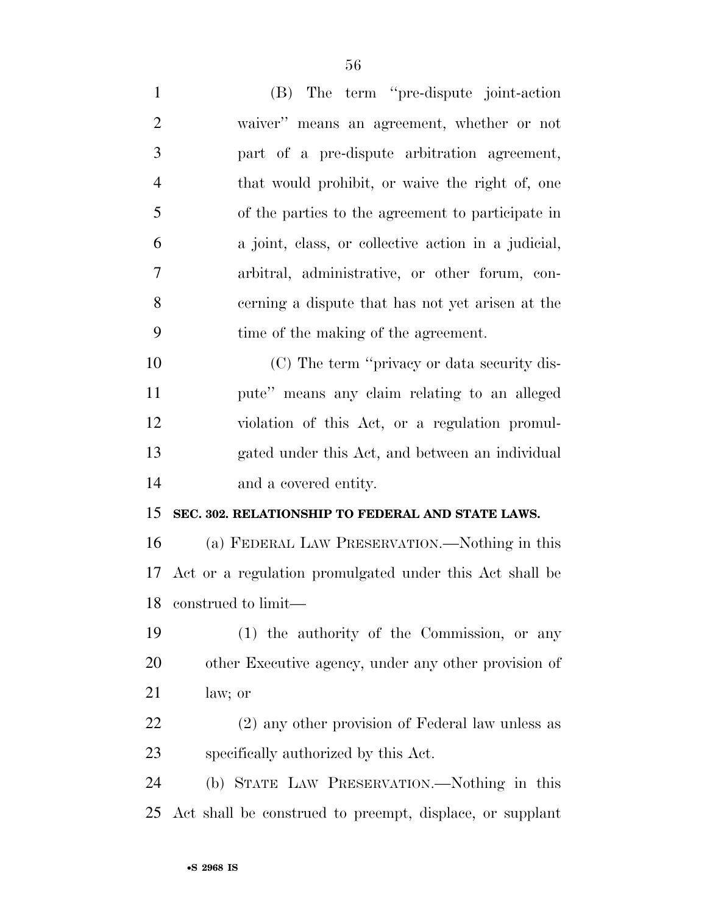(B) The term "pre-dispute joint-action waiver" means an agreement, whether or not part of a pre-dispute arbitration agreement, that would prohibit, or waive the right of, one of the parties to the agreement to participate in a joint, class, or collective action in a judicial, arbitral, administrative, or other forum, concerning a dispute that has not yet arisen at the time of the making of the agreement.

(C) The term "privacy or data security dispute" means any claim relating to an alleged violation of this Act, or a regulation promulgated under this Act, and between an individual and a covered entity.

**SEC. 302. RELATIONSHIP TO FEDERAL AND STATE LAWS.**

(a) FEDERAL LAW PRESERVATION.—Nothing in this Act or a regulation promulgated under this Act shall be construed to limit—

(1) the authority of the Commission, or any other Executive agency, under any other provision of law; or

(2) any other provision of Federal law unless as specifically authorized by this Act.

(b) STATE LAW PRESERVATION.—Nothing in this Act shall be construed to preempt, displace, or supplant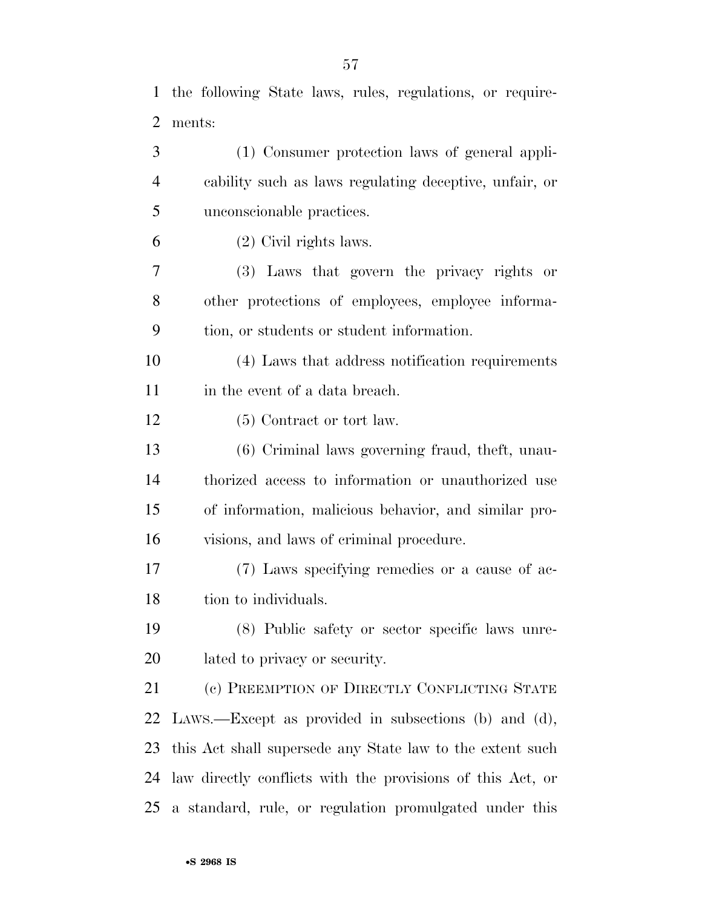the following State laws, rules, regulations, or requirements:

(1) Consumer protection laws of general applicability such as laws regulating deceptive, unfair, or unconscionable practices.

(2) Civil rights laws.

(3) Laws that govern the privacy rights or other protections of employees, employee information, or students or student information.

(4) Laws that address notification requirements in the event of a data breach.

(5) Contract or tort law.

(6) Criminal laws governing fraud, theft, unauthorized access to information or unauthorized use of information, malicious behavior, and similar provisions, and laws of criminal procedure.

(7) Laws specifying remedies or a cause of action to individuals.

(8) Public safety or sector specific laws unrelated to privacy or security.

(c) PREEMPTION OF DIRECTLY CONFLICTING STATE LAWS.—Except as provided in subsections (b) and (d), this Act shall supersede any State law to the extent such law directly conflicts with the provisions of this Act, or a standard, rule, or regulation promulgated under this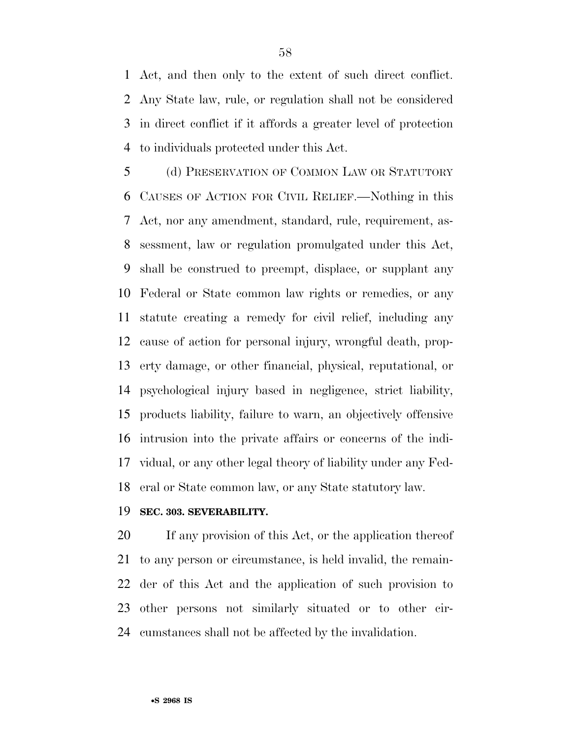Act, and then only to the extent of such direct conflict. Any State law, rule, or regulation shall not be considered in direct conflict if it affords a greater level of protection to individuals protected under this Act.

(d) PRESERVATION OF COMMON LAW OR STATUTORY CAUSES OF ACTION FOR CIVIL RELIEF.—Nothing in this Act, nor any amendment, standard, rule, requirement, assessment, law or regulation promulgated under this Act, shall be construed to preempt, displace, or supplant any Federal or State common law rights or remedies, or any statute creating a remedy for civil relief, including any cause of action for personal injury, wrongful death, property damage, or other financial, physical, reputational, or psychological injury based in negligence, strict liability, products liability, failure to warn, an objectively offensive intrusion into the private affairs or concerns of the individual, or any other legal theory of liability under any Federal or State common law, or any State statutory law.

**SEC. 303. SEVERABILITY.**

If any provision of this Act, or the application thereof to any person or circumstance, is held invalid, the remainder of this Act and the application of such provision to other persons not similarly situated or to other circumstances shall not be affected by the invalidation.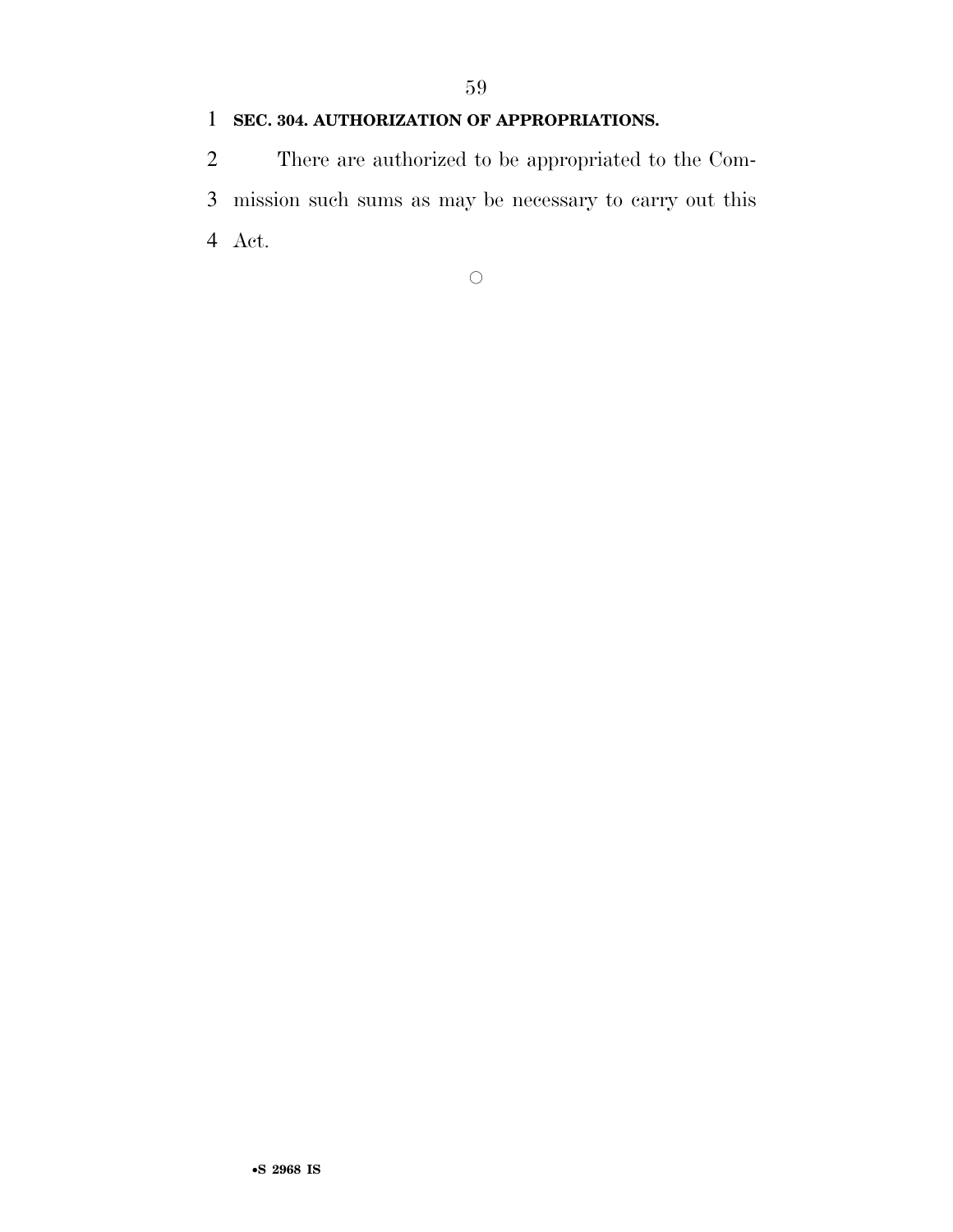**SEC. 304. AUTHORIZATION OF APPROPRIATIONS.**

There are authorized to be appropriated to the Commission such sums as may be necessary to carry out this Act.

○